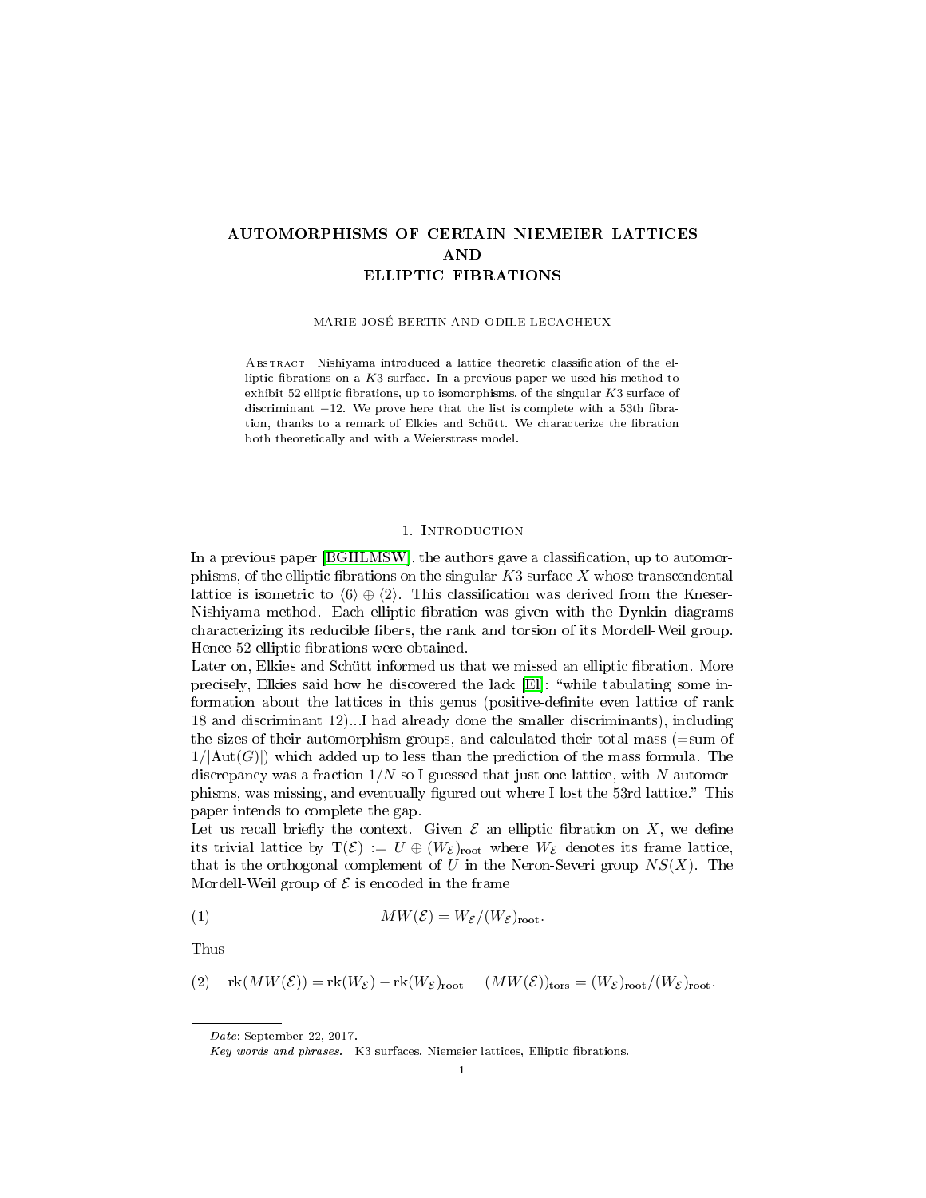# AUTOMORPHISMS OF CERTAIN NIEMEIER LATTICES AND ELLIPTIC FIBRATIONS

MARIE JOSÉ BERTIN AND ODILE LECACHEUX

Abstract. Nishiyama introduced a lattice theoretic classification of the elliptic fibrations on a $K3$ surface. In a previous paper we used his method to exhibit 52 elliptic fibrations, up to isomorphisms, of the singular $K3$ surface of discriminant $-12$. We prove here that the list is complete with a 53th fibration, thanks to a remark of Elkies and Schütt. We characterize the fibration both theoretically and with a Weierstrass model.

## 1. Introduction

In a previous paper [BGHLMSW], the authors gave a classification, up to automorphisms, of the elliptic fibrations on the singular $K3$ surface $X$ whose transcendental lattice is isometric to $\langle 6 \rangle \oplus \langle 2 \rangle$. This classification was derived from the Kneser-Nishiyama method. Each elliptic fibration was given with the Dynkin diagrams characterizing its reducible fibers, the rank and torsion of its Mordell-Weil group. Hence 52 elliptic fibrations were obtained.

Later on, Elkies and Schütt informed us that we missed an elliptic fibration. More precisely, Elkies said how he discovered the lack [El]: "while tabulating some information about the lattices in this genus (positive-definite even lattice of rank 18 and discriminant 12)...I had already done the smaller discriminants), including the sizes of their automorphism groups, and calculated their total mass (=sum of $1/|\mathrm{Aut}(G)|$) which added up to less than the prediction of the mass formula. The discrepancy was a fraction $1/N$ so I guessed that just one lattice, with $N$ automorphisms, was missing, and eventually figured out where I lost the 53rd lattice." This paper intends to complete the gap.

Let us recall briefly the context. Given $\mathcal{E}$ an elliptic fibration on $X$, we define its trivial lattice by $\mathrm{T}(\mathcal{E}) := U \oplus (W_{\mathcal{E}})_{\mathrm{root}}$ where $W_{\mathcal{E}}$ denotes its frame lattice, that is the orthogonal complement of $U$ in the Neron-Severi group $NS(X)$. The Mordell-Weil group of $\mathcal{E}$ is encoded in the frame

$$MW(\mathcal{E}) = W_{\mathcal{E}}/(W_{\mathcal{E}})_{\mathrm{root}}. \tag{1}$$

Thus

$$\mathrm{rk}(MW(\mathcal{E})) = \mathrm{rk}(W_{\mathcal{E}}) - \mathrm{rk}(W_{\mathcal{E}})_{\mathrm{root}} \qquad (MW(\mathcal{E}))_{\mathrm{tors}} = \overline{(W_{\mathcal{E}})_{\mathrm{root}}}/(W_{\mathcal{E}})_{\mathrm{root}}. \tag{2}$$

---

*Date*: September 22, 2017.

*Key words and phrases.* K3 surfaces, Niemeier lattices, Elliptic fibrations.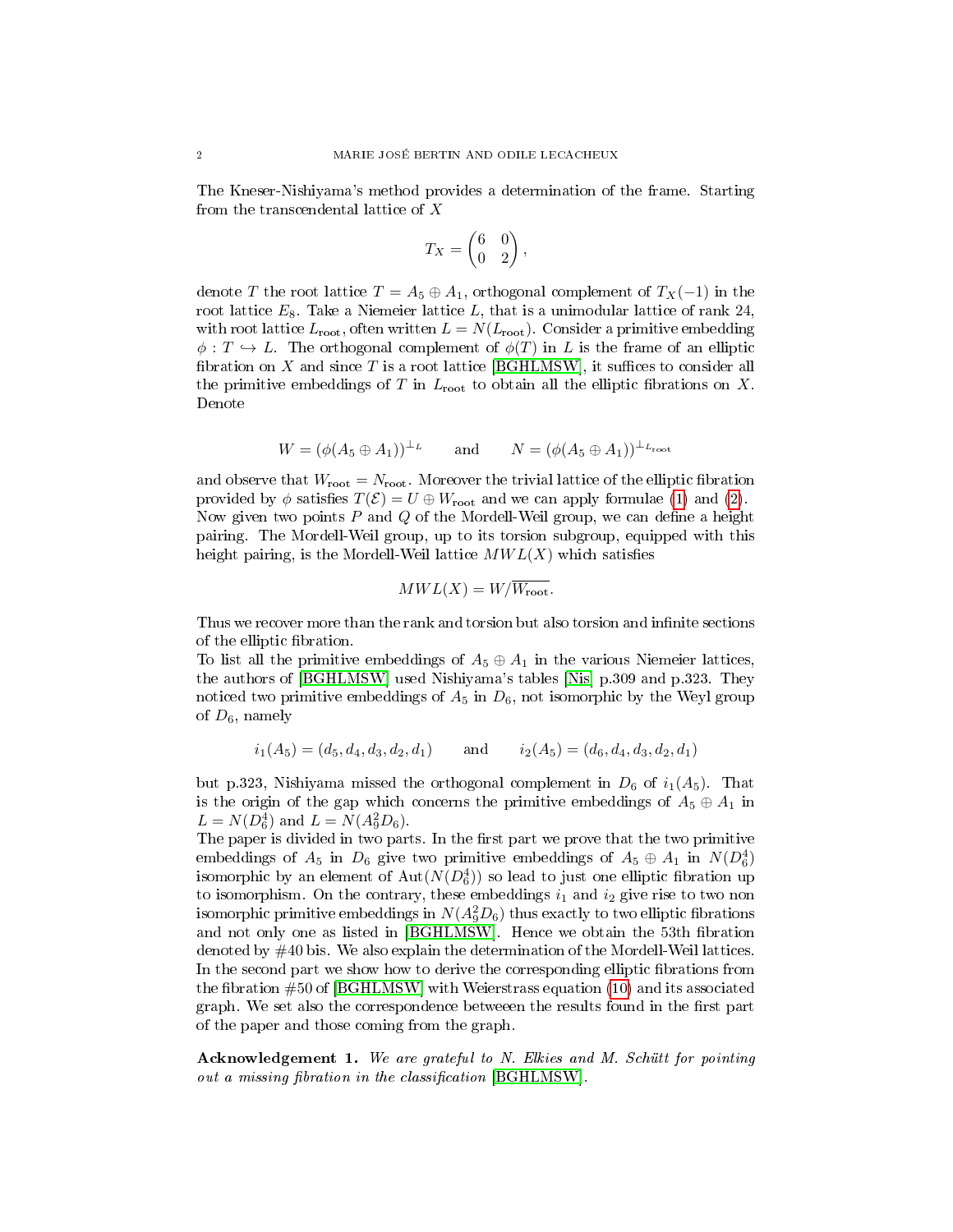The Kneser-Nishiyama's method provides a determination of the frame. Starting from the transcendental lattice of $X$

$$T_X = \begin{pmatrix} 6 & 0 \\ 0 & 2 \end{pmatrix},$$

denote $T$ the root lattice $T = A_5 \oplus A_1$, orthogonal complement of $T_X(-1)$ in the root lattice $E_8$. Take a Niemeier lattice $L$, that is a unimodular lattice of rank 24, with root lattice $L_{\text{root}}$, often written $L = N(L_{\text{root}})$. Consider a primitive embedding $\phi : T \hookrightarrow L$. The orthogonal complement of $\phi(T)$ in $L$ is the frame of an elliptic fibration on $X$ and since $T$ is a root lattice [BGHLMSW], it suffices to consider all the primitive embeddings of $T$ in $L_{\text{root}}$ to obtain all the elliptic fibrations on $X$. Denote

$$W = (\phi(A_5 \oplus A_1))^{\perp_L} \qquad \text{and} \qquad N = (\phi(A_5 \oplus A_1))^{\perp_{L_{\text{root}}}}$$

and observe that $W_{\text{root}} = N_{\text{root}}$. Moreover the trivial lattice of the elliptic fibration provided by $\phi$ satisfies $T(\mathcal{E}) = U \oplus W_{\text{root}}$ and we can apply formulae (1) and (2). Now given two points $P$ and $Q$ of the Mordell-Weil group, we can define a height pairing. The Mordell-Weil group, up to its torsion subgroup, equipped with this height pairing, is the Mordell-Weil lattice $MWL(X)$ which satisfies

$$MWL(X) = W/\overline{W_{\text{root}}}.$$

Thus we recover more than the rank and torsion but also torsion and infinite sections of the elliptic fibration.
To list all the primitive embeddings of $A_5 \oplus A_1$ in the various Niemeier lattices, the authors of [BGHLMSW] used Nishiyama's tables [Nis] p.309 and p.323. They noticed two primitive embeddings of $A_5$ in $D_6$, not isomorphic by the Weyl group of $D_6$, namely

$$i_1(A_5) = (d_5, d_4, d_3, d_2, d_1) \qquad \text{and} \qquad i_2(A_5) = (d_6, d_4, d_3, d_2, d_1)$$

but p.323, Nishiyama missed the orthogonal complement in $D_6$ of $i_1(A_5)$. That is the origin of the gap which concerns the primitive embeddings of $A_5 \oplus A_1$ in $L = N(D_6^4)$ and $L = N(A_9^2 D_6)$.
The paper is divided in two parts. In the first part we prove that the two primitive embeddings of $A_5$ in $D_6$ give two primitive embeddings of $A_5 \oplus A_1$ in $N(D_6^4)$ isomorphic by an element of $\text{Aut}(N(D_6^4))$ so lead to just one elliptic fibration up to isomorphism. On the contrary, these embeddings $i_1$ and $i_2$ give rise to two non isomorphic primitive embeddings in $N(A_9^2 D_6)$ thus exactly to two elliptic fibrations and not only one as listed in [BGHLMSW]. Hence we obtain the 53th fibration denoted by #40 bis. We also explain the determination of the Mordell-Weil lattices. In the second part we show how to derive the corresponding elliptic fibrations from the fibration #50 of [BGHLMSW] with Weierstrass equation (10) and its associated graph. We set also the correspondence betweeen the results found in the first part of the paper and those coming from the graph.

**Acknowledgement 1.** *We are grateful to N. Elkies and M. Schütt for pointing out a missing fibration in the classification* [BGHLMSW].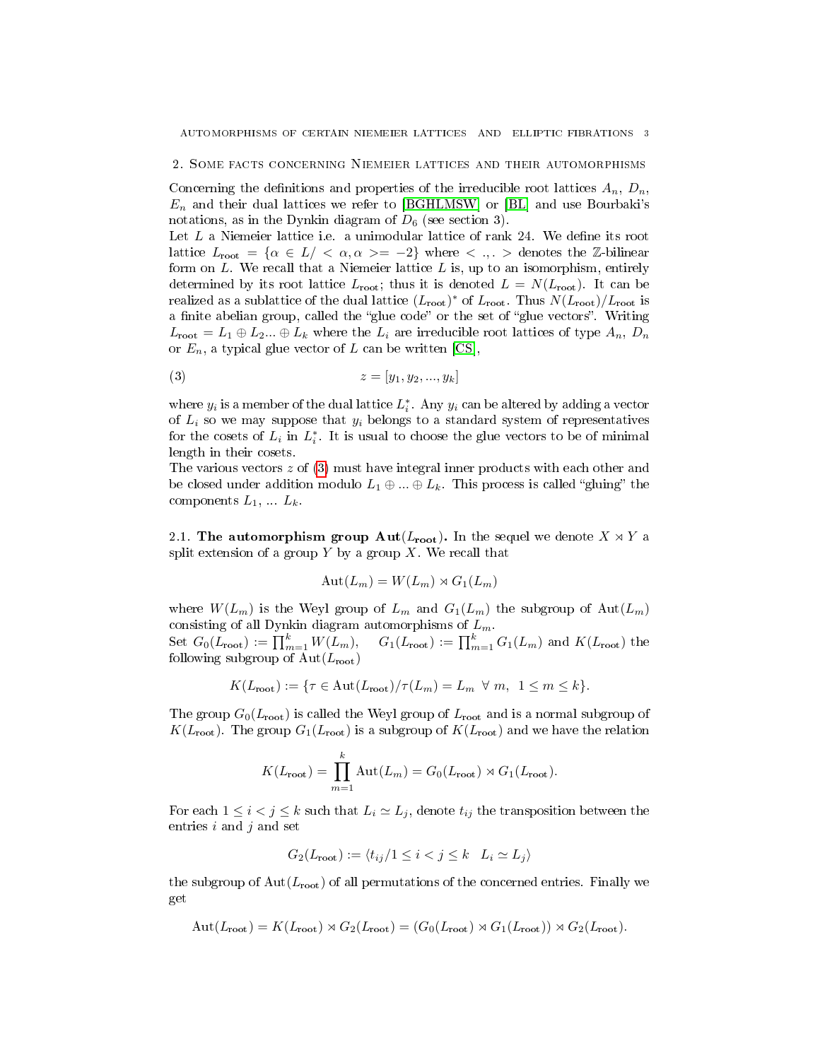## 2. Some facts concerning Niemeier lattices and their automorphisms

Concerning the definitions and properties of the irreducible root lattices $A_n$, $D_n$, $E_n$ and their dual lattices we refer to [BGHLMSW] or [BL] and use Bourbaki's notations, as in the Dynkin diagram of $D_6$ (see section 3).

Let $L$ a Niemeier lattice i.e. a unimodular lattice of rank 24. We define its root lattice $L_{\text{root}} = \{\alpha \in L / <\alpha, \alpha> = -2\}$ where $< ., . >$ denotes the $\mathbb{Z}$-bilinear form on $L$. We recall that a Niemeier lattice $L$ is, up to an isomorphism, entirely determined by its root lattice $L_{\text{root}}$; thus it is denoted $L = N(L_{\text{root}})$. It can be realized as a sublattice of the dual lattice $(L_{\text{root}})^*$ of $L_{\text{root}}$. Thus $N(L_{\text{root}})/L_{\text{root}}$ is a finite abelian group, called the "glue code" or the set of "glue vectors". Writing $L_{\text{root}} = L_1 \oplus L_2 ... \oplus L_k$ where the $L_i$ are irreducible root lattices of type $A_n$, $D_n$ or $E_n$, a typical glue vector of $L$ can be written [CS],

$$z = [y_1, y_2, ..., y_k] \tag{3}$$

where $y_i$ is a member of the dual lattice $L_i^*$. Any $y_i$ can be altered by adding a vector of $L_i$ so we may suppose that $y_i$ belongs to a standard system of representatives for the cosets of $L_i$ in $L_i^*$. It is usual to choose the glue vectors to be of minimal length in their cosets.

The various vectors $z$ of (3) must have integral inner products with each other and be closed under addition modulo $L_1 \oplus ... \oplus L_k$. This process is called "gluing" the components $L_1$, ... $L_k$.

### 2.1. The automorphism group $\text{Aut}(L_{\text{root}})$.

In the sequel we denote $X \rtimes Y$ a split extension of a group $Y$ by a group $X$. We recall that

$$\text{Aut}(L_m) = W(L_m) \rtimes G_1(L_m)$$

where $W(L_m)$ is the Weyl group of $L_m$ and $G_1(L_m)$ the subgroup of $\text{Aut}(L_m)$ consisting of all Dynkin diagram automorphisms of $L_m$.

Set $G_0(L_{\text{root}}) := \prod_{m=1}^{k} W(L_m)$, $\quad G_1(L_{\text{root}}) := \prod_{m=1}^{k} G_1(L_m)$ and $K(L_{\text{root}})$ the following subgroup of $\text{Aut}(L_{\text{root}})$

$$K(L_{\text{root}}) := \{\tau \in \text{Aut}(L_{\text{root}}) / \tau(L_m) = L_m \;\; \forall \; m, \;\; 1 \leq m \leq k\}.$$

The group $G_0(L_{\text{root}})$ is called the Weyl group of $L_{\text{root}}$ and is a normal subgroup of $K(L_{\text{root}})$. The group $G_1(L_{\text{root}})$ is a subgroup of $K(L_{\text{root}})$ and we have the relation

$$K(L_{\text{root}}) = \prod_{m=1}^{k} \text{Aut}(L_m) = G_0(L_{\text{root}}) \rtimes G_1(L_{\text{root}}).$$

For each $1 \leq i < j \leq k$ such that $L_i \simeq L_j$, denote $t_{ij}$ the transposition between the entries $i$ and $j$ and set

$$G_2(L_{\text{root}}) := \langle t_{ij} / 1 \leq i < j \leq k \quad L_i \simeq L_j \rangle$$

the subgroup of $\text{Aut}(L_{\text{root}})$ of all permutations of the concerned entries. Finally we get

$$\text{Aut}(L_{\text{root}}) = K(L_{\text{root}}) \rtimes G_2(L_{\text{root}}) = (G_0(L_{\text{root}}) \rtimes G_1(L_{\text{root}})) \rtimes G_2(L_{\text{root}}).$$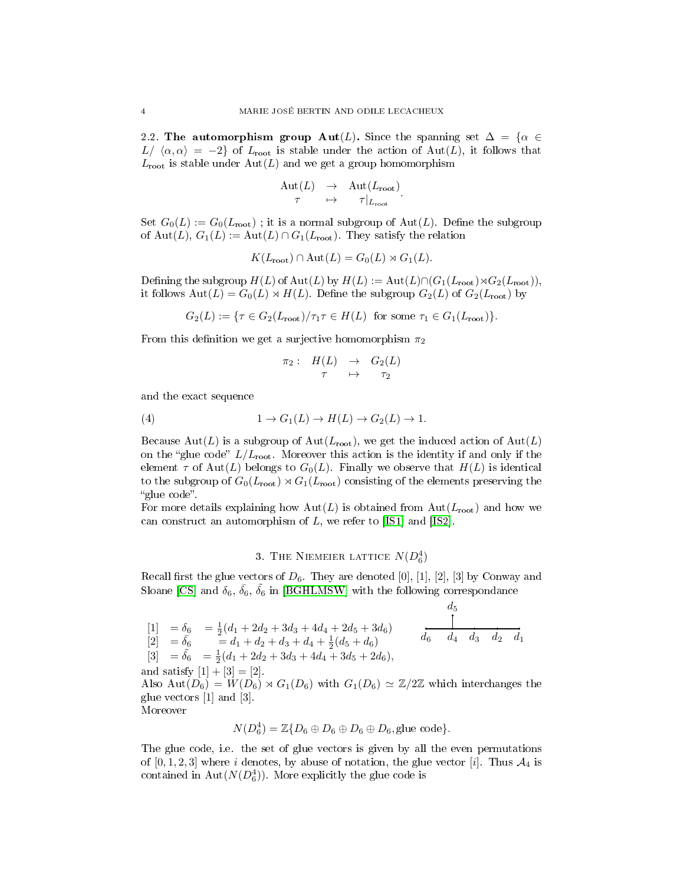2.2. **The automorphism group Aut**$(L)$**.** Since the spanning set $\Delta = \{\alpha \in L / \langle \alpha, \alpha \rangle = -2\}$ of $L_{\text{root}}$ is stable under the action of $\text{Aut}(L)$, it follows that $L_{\text{root}}$ is stable under $\text{Aut}(L)$ and we get a group homomorphism

$$\begin{array}{ccc} \text{Aut}(L) & \to & \text{Aut}(L_{\text{root}}) \\ \tau & \mapsto & \tau|_{L_{\text{root}}} \end{array}.$$

Set $G_0(L) := G_0(L_{\text{root}})$ ; it is a normal subgroup of $\text{Aut}(L)$. Define the subgroup of $\text{Aut}(L)$, $G_1(L) := \text{Aut}(L) \cap G_1(L_{\text{root}})$. They satisfy the relation

$$K(L_{\text{root}}) \cap \text{Aut}(L) = G_0(L) \rtimes G_1(L).$$

Defining the subgroup $H(L)$ of $\text{Aut}(L)$ by $H(L) := \text{Aut}(L) \cap (G_1(L_{\text{root}}) \rtimes G_2(L_{\text{root}}))$, it follows $\text{Aut}(L) = G_0(L) \rtimes H(L)$. Define the subgroup $G_2(L)$ of $G_2(L_{\text{root}})$ by

$$G_2(L) := \{\tau \in G_2(L_{\text{root}}) / \tau_1 \tau \in H(L) \ \text{ for some } \tau_1 \in G_1(L_{\text{root}})\}.$$

From this definition we get a surjective homomorphism $\pi_2$

$$\begin{array}{cccc} \pi_2 : & H(L) & \to & G_2(L) \\ & \tau & \mapsto & \tau_2 \end{array}$$

and the exact sequence

$$1 \to G_1(L) \to H(L) \to G_2(L) \to 1. \tag{4}$$

Because $\text{Aut}(L)$ is a subgroup of $\text{Aut}(L_{\text{root}})$, we get the induced action of $\text{Aut}(L)$ on the "glue code" $L/L_{\text{root}}$. Moreover this action is the identity if and only if the element $\tau$ of $\text{Aut}(L)$ belongs to $G_0(L)$. Finally we observe that $H(L)$ is identical to the subgroup of $G_0(L_{\text{root}}) \rtimes G_1(L_{\text{root}})$ consisting of the elements preserving the "glue code".

For more details explaining how $\text{Aut}(L)$ is obtained from $\text{Aut}(L_{\text{root}})$ and how we can construct an automorphism of $L$, we refer to [IS1] and [IS2].

## 3. The Niemeier lattice $N(D_6^4)$

Recall first the glue vectors of $D_6$. They are denoted [0], [1], [2], [3] by Conway and Sloane [CS] and $\delta_6$, $\bar{\delta}_6$, $\tilde{\delta}_6$ in [BGHLMSW] with the following correspondance

$$\begin{array}{lll} [1] & = \delta_6 & = \frac{1}{2}(d_1 + 2d_2 + 3d_3 + 4d_4 + 2d_5 + 3d_6) \\ [2] & = \bar{\delta}_6 & = d_1 + d_2 + d_3 + d_4 + \frac{1}{2}(d_5 + d_6) \\ [3] & = \tilde{\delta}_6 & = \frac{1}{2}(d_1 + 2d_2 + 3d_3 + 4d_4 + 3d_5 + 2d_6), \end{array}$$

(Dynkin diagram: $d_6 - d_4 - d_3 - d_2 - d_1$, with $d_5$ attached to $d_4$)

and satisfy $[1] + [3] = [2]$.

Also $\text{Aut}(D_6) = W(D_6) \rtimes G_1(D_6)$ with $G_1(D_6) \simeq \mathbb{Z}/2\mathbb{Z}$ which interchanges the glue vectors [1] and [3].

Moreover

$$N(D_6^4) = \mathbb{Z}\{D_6 \oplus D_6 \oplus D_6 \oplus D_6, \text{glue code}\}.$$

The glue code, i.e. the set of glue vectors is given by all the even permutations of $[0, 1, 2, 3]$ where $i$ denotes, by abuse of notation, the glue vector $[i]$. Thus $\mathcal{A}_4$ is contained in $\text{Aut}(N(D_6^4))$. More explicitly the glue code is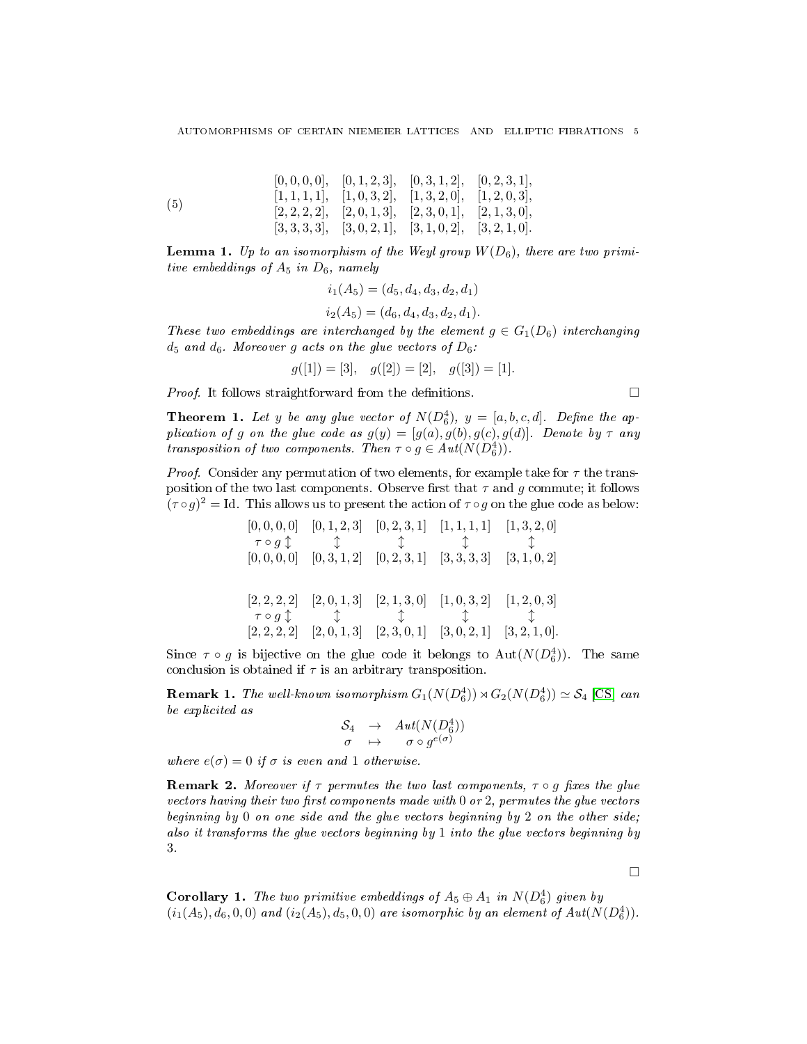$$
\begin{array}{llll}
[0,0,0,0], & [0,1,2,3], & [0,3,1,2], & [0,2,3,1], \\
[1,1,1,1], & [1,0,3,2], & [1,3,2,0], & [1,2,0,3], \\
[2,2,2,2], & [2,0,1,3], & [2,3,0,1], & [2,1,3,0], \\
[3,3,3,3], & [3,0,2,1], & [3,1,0,2], & [3,2,1,0].
\end{array} \tag{5}
$$

**Lemma 1.** *Up to an isomorphism of the Weyl group $W(D_6)$, there are two primitive embeddings of $A_5$ in $D_6$, namely*

$$i_1(A_5) = (d_5, d_4, d_3, d_2, d_1)$$

$$i_2(A_5) = (d_6, d_4, d_3, d_2, d_1).$$

*These two embeddings are interchanged by the element $g \in G_1(D_6)$ interchanging $d_5$ and $d_6$. Moreover $g$ acts on the glue vectors of $D_6$:*

$$g([1]) = [3], \quad g([2]) = [2], \quad g([3]) = [1].$$

*Proof.* It follows straightforward from the definitions. □

**Theorem 1.** *Let $y$ be any glue vector of $N(D_6^4)$, $y = [a,b,c,d]$. Define the application of $g$ on the glue code as $g(y) = [g(a), g(b), g(c), g(d)]$. Denote by $\tau$ any transposition of two components. Then $\tau \circ g \in Aut(N(D_6^4))$.*

*Proof.* Consider any permutation of two elements, for example take for $\tau$ the transposition of the two last components. Observe first that $\tau$ and $g$ commute; it follows $(\tau \circ g)^2 = \text{Id}$. This allows us to present the action of $\tau \circ g$ on the glue code as below:

$$
\begin{array}{ccccc}
[0,0,0,0] & [0,1,2,3] & [0,2,3,1] & [1,1,1,1] & [1,3,2,0] \\
\tau \circ g \updownarrow & \updownarrow & \updownarrow & \updownarrow & \updownarrow \\
[0,0,0,0] & [0,3,1,2] & [0,2,3,1] & [3,3,3,3] & [3,1,0,2]
\end{array}
$$

$$
\begin{array}{ccccc}
[2,2,2,2] & [2,0,1,3] & [2,1,3,0] & [1,0,3,2] & [1,2,0,3] \\
\tau \circ g \updownarrow & \updownarrow & \updownarrow & \updownarrow & \updownarrow \\
[2,2,2,2] & [2,0,1,3] & [2,3,0,1] & [3,0,2,1] & [3,2,1,0].
\end{array}
$$

Since $\tau \circ g$ is bijective on the glue code it belongs to $\text{Aut}(N(D_6^4))$. The same conclusion is obtained if $\tau$ is an arbitrary transposition.

**Remark 1.** *The well-known isomorphism $G_1(N(D_6^4)) \rtimes G_2(N(D_6^4)) \simeq \mathcal{S}_4$ [CS] can be explicited as*

$$
\begin{array}{ccc}
\mathcal{S}_4 & \to & Aut(N(D_6^4)) \\
\sigma & \mapsto & \sigma \circ g^{e(\sigma)}
\end{array}
$$

*where $e(\sigma) = 0$ if $\sigma$ is even and $1$ otherwise.*

**Remark 2.** *Moreover if $\tau$ permutes the two last components, $\tau \circ g$ fixes the glue vectors having their two first components made with 0 or 2, permutes the glue vectors beginning by 0 on one side and the glue vectors beginning by 2 on the other side; also it transforms the glue vectors beginning by 1 into the glue vectors beginning by 3.*

□

**Corollary 1.** *The two primitive embeddings of $A_5 \oplus A_1$ in $N(D_6^4)$ given by $(i_1(A_5), d_6, 0, 0)$ and $(i_2(A_5), d_5, 0, 0)$ are isomorphic by an element of $Aut(N(D_6^4))$.*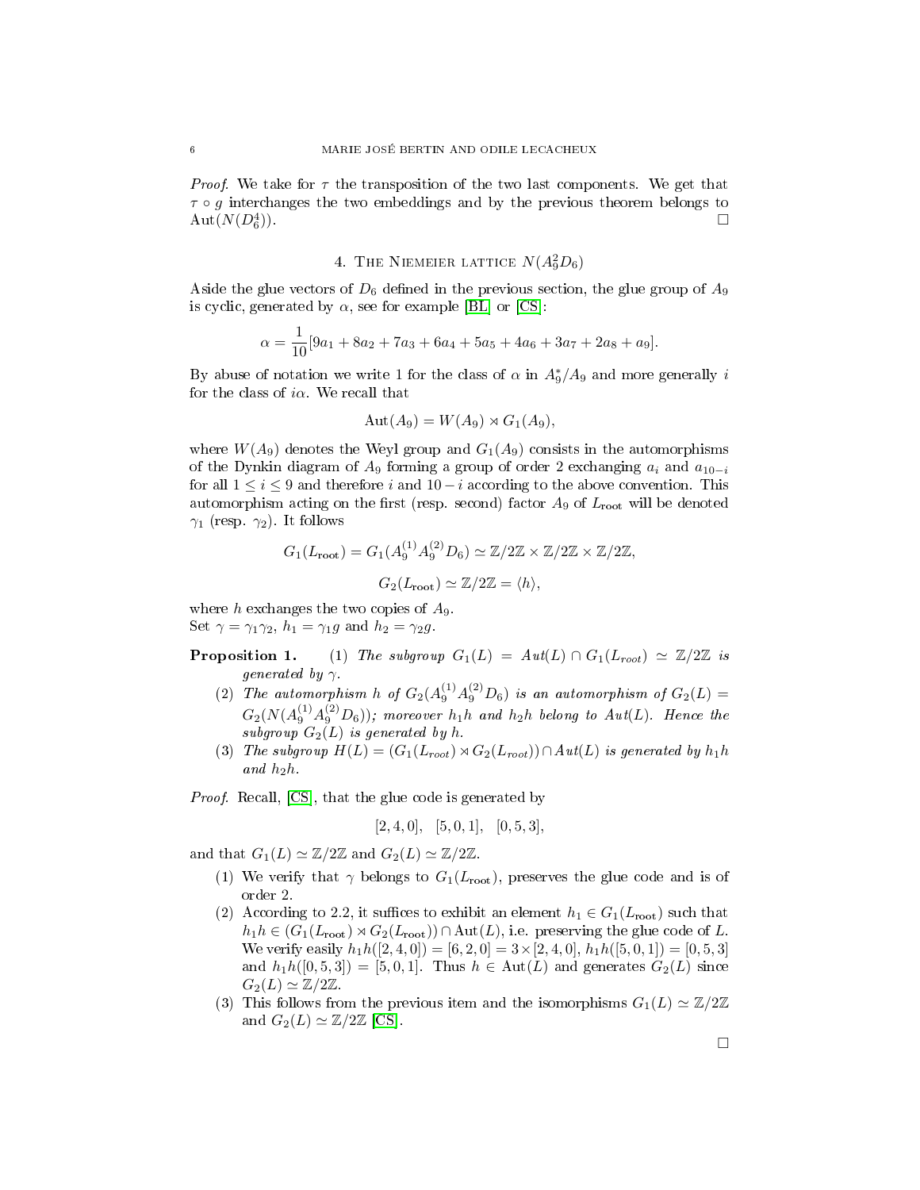*Proof.* We take for $\tau$ the transposition of the two last components. We get that $\tau \circ g$ interchanges the two embeddings and by the previous theorem belongs to $\mathrm{Aut}(N(D_6^4))$. $\square$

## 4. The Niemeier lattice $N(A_9^2 D_6)$

Aside the glue vectors of $D_6$ defined in the previous section, the glue group of $A_9$ is cyclic, generated by $\alpha$, see for example [BL] or [CS]:

$$\alpha = \frac{1}{10}[9a_1 + 8a_2 + 7a_3 + 6a_4 + 5a_5 + 4a_6 + 3a_7 + 2a_8 + a_9].$$

By abuse of notation we write 1 for the class of $\alpha$ in $A_9^*/A_9$ and more generally $i$ for the class of $i\alpha$. We recall that

$$\mathrm{Aut}(A_9) = W(A_9) \rtimes G_1(A_9),$$

where $W(A_9)$ denotes the Weyl group and $G_1(A_9)$ consists in the automorphisms of the Dynkin diagram of $A_9$ forming a group of order 2 exchanging $a_i$ and $a_{10-i}$ for all $1 \leq i \leq 9$ and therefore $i$ and $10-i$ according to the above convention. This automorphism acting on the first (resp. second) factor $A_9$ of $L_{\mathrm{root}}$ will be denoted $\gamma_1$ (resp. $\gamma_2$). It follows

$$G_1(L_{\mathrm{root}}) = G_1(A_9^{(1)} A_9^{(2)} D_6) \simeq \mathbb{Z}/2\mathbb{Z} \times \mathbb{Z}/2\mathbb{Z} \times \mathbb{Z}/2\mathbb{Z},$$

$$G_2(L_{\mathrm{root}}) \simeq \mathbb{Z}/2\mathbb{Z} = \langle h \rangle,$$

where $h$ exchanges the two copies of $A_9$.
Set $\gamma = \gamma_1\gamma_2$, $h_1 = \gamma_1 g$ and $h_2 = \gamma_2 g$.

**Proposition 1.**

1. *The subgroup $G_1(L) = Aut(L) \cap G_1(L_{root}) \simeq \mathbb{Z}/2\mathbb{Z}$ is generated by $\gamma$.*
2. *The automorphism $h$ of $G_2(A_9^{(1)} A_9^{(2)} D_6)$ is an automorphism of $G_2(L) = G_2(N(A_9^{(1)} A_9^{(2)} D_6))$; moreover $h_1 h$ and $h_2 h$ belong to $Aut(L)$. Hence the subgroup $G_2(L)$ is generated by $h$.*
3. *The subgroup $H(L) = (G_1(L_{root}) \rtimes G_2(L_{root})) \cap Aut(L)$ is generated by $h_1 h$ and $h_2 h$.*

*Proof.* Recall, [CS], that the glue code is generated by

$$[2, 4, 0], \quad [5, 0, 1], \quad [0, 5, 3],$$

and that $G_1(L) \simeq \mathbb{Z}/2\mathbb{Z}$ and $G_2(L) \simeq \mathbb{Z}/2\mathbb{Z}$.

1. We verify that $\gamma$ belongs to $G_1(L_{\mathrm{root}})$, preserves the glue code and is of order 2.
2. According to 2.2, it suffices to exhibit an element $h_1 \in G_1(L_{\mathrm{root}})$ such that $h_1 h \in (G_1(L_{\mathrm{root}}) \rtimes G_2(L_{\mathrm{root}})) \cap \mathrm{Aut}(L)$, i.e. preserving the glue code of $L$. We verify easily $h_1 h([2, 4, 0]) = [6, 2, 0] = 3 \times [2, 4, 0]$, $h_1 h([5, 0, 1]) = [0, 5, 3]$ and $h_1 h([0, 5, 3]) = [5, 0, 1]$. Thus $h \in \mathrm{Aut}(L)$ and generates $G_2(L)$ since $G_2(L) \simeq \mathbb{Z}/2\mathbb{Z}$.
3. This follows from the previous item and the isomorphisms $G_1(L) \simeq \mathbb{Z}/2\mathbb{Z}$ and $G_2(L) \simeq \mathbb{Z}/2\mathbb{Z}$ [CS].

$\square$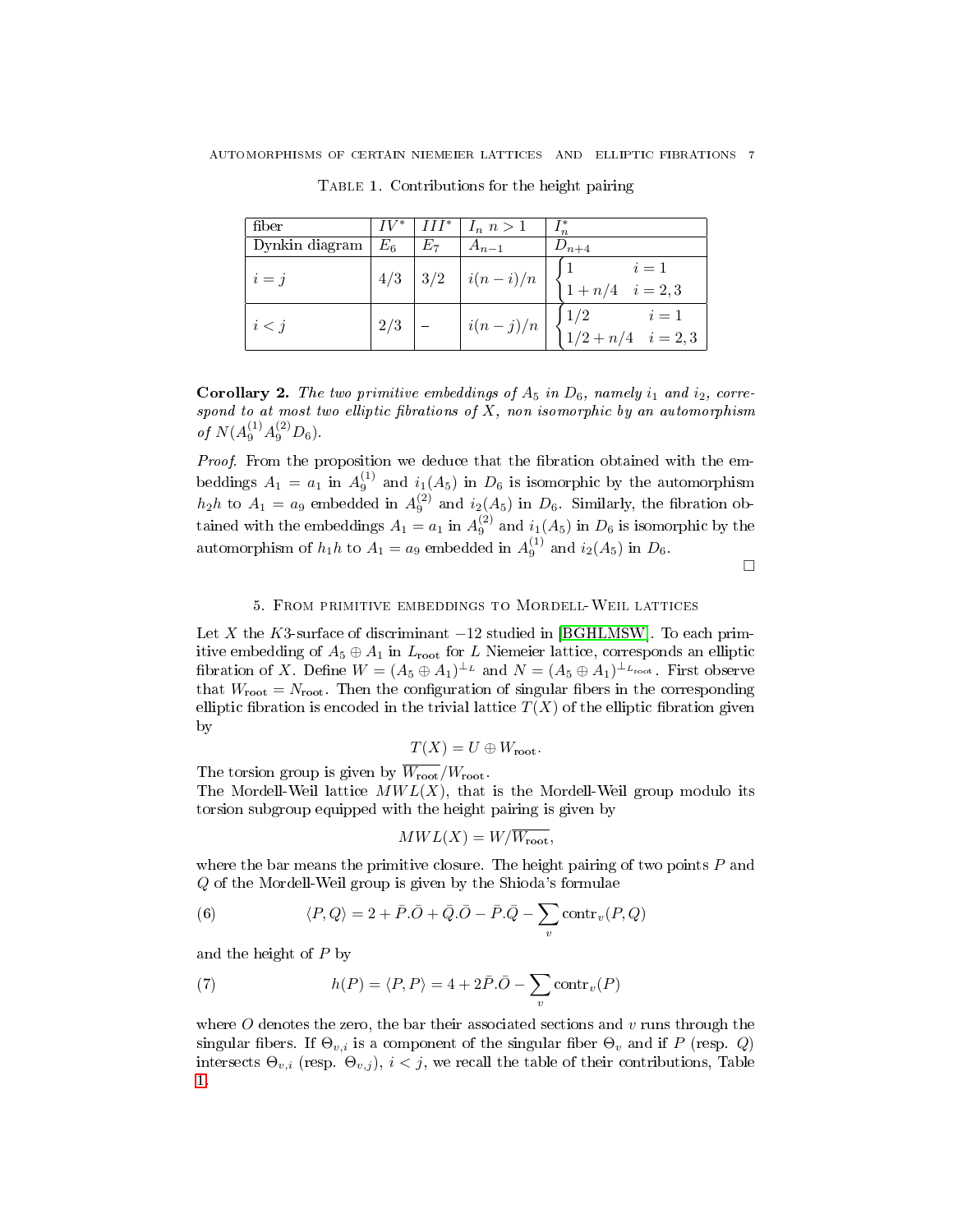Table 1. Contributions for the height pairing

| fiber | $IV^*$ | $III^*$ | $I_n$ $n>1$ | $I_n^*$ |
|---|---|---|---|---|
| Dynkin diagram | $E_6$ | $E_7$ | $A_{n-1}$ | $D_{n+4}$ |
| $i=j$ | $4/3$ | $3/2$ | $i(n-i)/n$ | $\begin{cases} 1 & i=1 \\ 1+n/4 & i=2,3 \end{cases}$ |
| $i<j$ | $2/3$ | – | $i(n-j)/n$ | $\begin{cases} 1/2 & i=1 \\ 1/2+n/4 & i=2,3 \end{cases}$ |

**Corollary 2.** *The two primitive embeddings of $A_5$ in $D_6$, namely $i_1$ and $i_2$, correspond to at most two elliptic fibrations of $X$, non isomorphic by an automorphism of $N(A_9^{(1)}A_9^{(2)}D_6)$.*

*Proof.* From the proposition we deduce that the fibration obtained with the embeddings $A_1 = a_1$ in $A_9^{(1)}$ and $i_1(A_5)$ in $D_6$ is isomorphic by the automorphism $h_2h$ to $A_1 = a_9$ embedded in $A_9^{(2)}$ and $i_2(A_5)$ in $D_6$. Similarly, the fibration obtained with the embeddings $A_1 = a_1$ in $A_9^{(2)}$ and $i_1(A_5)$ in $D_6$ is isomorphic by the automorphism of $h_1h$ to $A_1 = a_9$ embedded in $A_9^{(1)}$ and $i_2(A_5)$ in $D_6$.

□

## 5. From primitive embeddings to Mordell-Weil lattices

Let $X$ the $K3$-surface of discriminant $-12$ studied in [BGHLMSW]. To each primitive embedding of $A_5 \oplus A_1$ in $L_{\text{root}}$ for $L$ Niemeier lattice, corresponds an elliptic fibration of $X$. Define $W = (A_5 \oplus A_1)^{\perp_L}$ and $N = (A_5 \oplus A_1)^{\perp_{L_{\text{root}}}}$. First observe that $W_{\text{root}} = N_{\text{root}}$. Then the configuration of singular fibers in the corresponding elliptic fibration is encoded in the trivial lattice $T(X)$ of the elliptic fibration given by

$$T(X) = U \oplus W_{\text{root}}.$$

The torsion group is given by $\overline{W_{\text{root}}}/W_{\text{root}}$.

The Mordell-Weil lattice $MWL(X)$, that is the Mordell-Weil group modulo its torsion subgroup equipped with the height pairing is given by

$$MWL(X) = W/\overline{W_{\text{root}}},$$

where the bar means the primitive closure. The height pairing of two points $P$ and $Q$ of the Mordell-Weil group is given by the Shioda's formulae

$$\langle P, Q\rangle = 2 + \bar{P}.\bar{O} + \bar{Q}.\bar{O} - \bar{P}.\bar{Q} - \sum_v \text{contr}_v(P,Q) \tag{6}$$

and the height of $P$ by

$$h(P) = \langle P, P\rangle = 4 + 2\bar{P}.\bar{O} - \sum_v \text{contr}_v(P) \tag{7}$$

where $O$ denotes the zero, the bar their associated sections and $v$ runs through the singular fibers. If $\Theta_{v,i}$ is a component of the singular fiber $\Theta_v$ and if $P$ (resp. $Q$) intersects $\Theta_{v,i}$ (resp. $\Theta_{v,j}$), $i<j$, we recall the table of their contributions, Table 1.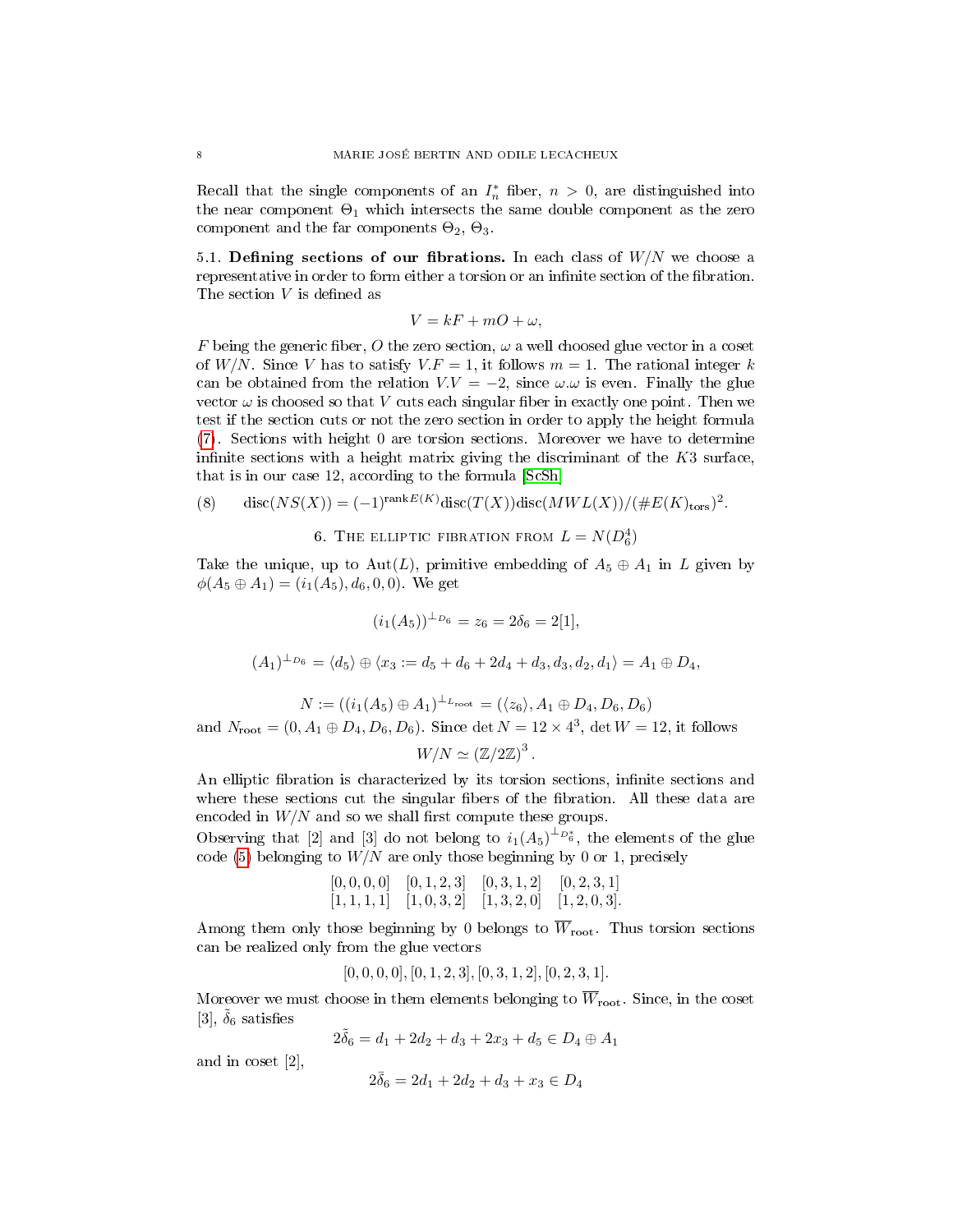Recall that the single components of an $I_n^*$ fiber, $n > 0$, are distinguished into the near component $\Theta_1$ which intersects the same double component as the zero component and the far components $\Theta_2$, $\Theta_3$.

5.1. **Defining sections of our fibrations.** In each class of $W/N$ we choose a representative in order to form either a torsion or an infinite section of the fibration. The section $V$ is defined as

$$V = kF + mO + \omega,$$

$F$ being the generic fiber, $O$ the zero section, $\omega$ a well choosed glue vector in a coset of $W/N$. Since $V$ has to satisfy $V.F = 1$, it follows $m = 1$. The rational integer $k$ can be obtained from the relation $V.V = -2$, since $\omega.\omega$ is even. Finally the glue vector $\omega$ is choosed so that $V$ cuts each singular fiber in exactly one point. Then we test if the section cuts or not the zero section in order to apply the height formula (7). Sections with height 0 are torsion sections. Moreover we have to determine infinite sections with a height matrix giving the discriminant of the $K3$ surface, that is in our case 12, according to the formula [ScSh]

$$\text{disc}(NS(X)) = (-1)^{\text{rank}E(K)}\text{disc}(T(X))\text{disc}(MWL(X))/(\#E(K)_{\text{tors}})^2. \tag{8}$$

## 6. The elliptic fibration from $L = N(D_6^4)$

Take the unique, up to $\text{Aut}(L)$, primitive embedding of $A_5 \oplus A_1$ in $L$ given by $\phi(A_5 \oplus A_1) = (i_1(A_5), d_6, 0, 0)$. We get

$$(i_1(A_5))^{\perp_{D_6}} = z_6 = 2\delta_6 = 2[1],$$

$$(A_1)^{\perp_{D_6}} = \langle d_5 \rangle \oplus \langle x_3 := d_5 + d_6 + 2d_4 + d_3, d_3, d_2, d_1 \rangle = A_1 \oplus D_4,$$

$$N := ((i_1(A_5) \oplus A_1)^{\perp_{L_{\text{root}}}} = (\langle z_6 \rangle, A_1 \oplus D_4, D_6, D_6)$$

and $N_{\text{root}} = (0, A_1 \oplus D_4, D_6, D_6)$. Since $\det N = 12 \times 4^3$, $\det W = 12$, it follows

$$W/N \simeq (\mathbb{Z}/2\mathbb{Z})^3.$$

An elliptic fibration is characterized by its torsion sections, infinite sections and where these sections cut the singular fibers of the fibration. All these data are encoded in $W/N$ and so we shall first compute these groups.

Observing that [2] and [3] do not belong to $i_1(A_5)^{\perp_{D_6^*}}$, the elements of the glue code (5) belonging to $W/N$ are only those beginning by 0 or 1, precisely

$$\begin{array}{cccc} [0,0,0,0] & [0,1,2,3] & [0,3,1,2] & [0,2,3,1] \\ [1,1,1,1] & [1,0,3,2] & [1,3,2,0] & [1,2,0,3]. \end{array}$$

Among them only those beginning by 0 belongs to $\overline{W}_{\text{root}}$. Thus torsion sections can be realized only from the glue vectors

$$[0,0,0,0], [0,1,2,3], [0,3,1,2], [0,2,3,1].$$

Moreover we must choose in them elements belonging to $\overline{W}_{\text{root}}$. Since, in the coset [3], $\tilde{\delta}_6$ satisfies

$$2\tilde{\delta}_6 = d_1 + 2d_2 + d_3 + 2x_3 + d_5 \in D_4 \oplus A_1$$

and in coset [2],

$$2\bar{\delta}_6 = 2d_1 + 2d_2 + d_3 + x_3 \in D_4$$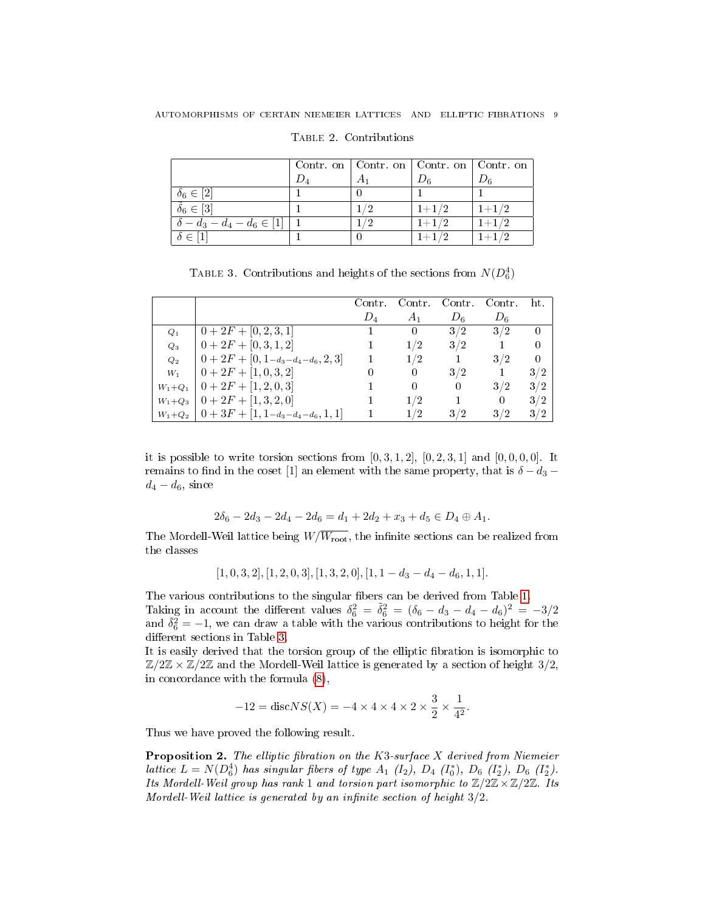Table 2. Contributions

|  | Contr. on $D_4$ | Contr. on $A_1$ | Contr. on $D_6$ | Contr. on $D_6$ |
|---|---|---|---|---|
| $\delta_6 \in [2]$ | 1 | 0 | 1 | 1 |
| $\delta_6 \in [3]$ | 1 | 1/2 | 1+1/2 | 1+1/2 |
| $\delta - d_3 - d_4 - d_6 \in [1]$ | 1 | 1/2 | 1+1/2 | 1+1/2 |
| $\delta \in [1]$ | 1 | 0 | 1+1/2 | 1+1/2 |

Table 3. Contributions and heights of the sections from $N(D_6^4)$

|  |  | Contr. $D_4$ | Contr. $A_1$ | Contr. $D_6$ | Contr. $D_6$ | ht. |
|---|---|---|---|---|---|---|
| $Q_1$ | $0 + 2F + [0, 2, 3, 1]$ | 1 | 0 | 3/2 | 3/2 | 0 |
| $Q_3$ | $0 + 2F + [0, 3, 1, 2]$ | 1 | 1/2 | 3/2 | 1 | 0 |
| $Q_2$ | $0 + 2F + [0, 1 - d_3 - d_4 - d_6, 2, 3]$ | 1 | 1/2 | 1 | 3/2 | 0 |
| $W_1$ | $0 + 2F + [1, 0, 3, 2]$ | 0 | 0 | 3/2 | 1 | 3/2 |
| $W_1 + Q_1$ | $0 + 2F + [1, 2, 0, 3]$ | 1 | 0 | 0 | 3/2 | 3/2 |
| $W_1 + Q_3$ | $0 + 2F + [1, 3, 2, 0]$ | 1 | 1/2 | 1 | 0 | 3/2 |
| $W_1 + Q_2$ | $0 + 3F + [1, 1 - d_3 - d_4 - d_6, 1, 1]$ | 1 | 1/2 | 3/2 | 3/2 | 3/2 |

it is possible to write torsion sections from $[0, 3, 1, 2]$, $[0, 2, 3, 1]$ and $[0, 0, 0, 0]$. It remains to find in the coset [1] an element with the same property, that is $\delta - d_3 - d_4 - d_6$, since

$$2\delta_6 - 2d_3 - 2d_4 - 2d_6 = d_1 + 2d_2 + x_3 + d_5 \in D_4 \oplus A_1.$$

The Mordell-Weil lattice being $W/\overline{W_{\text{root}}}$, the infinite sections can be realized from the classes

$$[1, 0, 3, 2], [1, 2, 0, 3], [1, 3, 2, 0], [1, 1 - d_3 - d_4 - d_6, 1, 1].$$

The various contributions to the singular fibers can be derived from Table 1.
Taking in account the different values $\delta_6^2 = \tilde{\delta}_6^2 = (\delta_6 - d_3 - d_4 - d_6)^2 = -3/2$ and $\bar{\delta}_6^2 = -1$, we can draw a table with the various contributions to height for the different sections in Table 3.
It is easily derived that the torsion group of the elliptic fibration is isomorphic to $\mathbb{Z}/2\mathbb{Z} \times \mathbb{Z}/2\mathbb{Z}$ and the Mordell-Weil lattice is generated by a section of height 3/2, in concordance with the formula (8),

$$-12 = \text{disc}NS(X) = -4 \times 4 \times 4 \times 2 \times \frac{3}{2} \times \frac{1}{4^2}.$$

Thus we have proved the following result.

**Proposition 2.** *The elliptic fibration on the K3-surface X derived from Niemeier lattice $L = N(D_6^4)$ has singular fibers of type $A_1$ ($I_2$), $D_4$ ($I_0^*$), $D_6$ ($I_2^*$), $D_6$ ($I_2^*$). Its Mordell-Weil group has rank 1 and torsion part isomorphic to $\mathbb{Z}/2\mathbb{Z} \times \mathbb{Z}/2\mathbb{Z}$. Its Mordell-Weil lattice is generated by an infinite section of height 3/2.*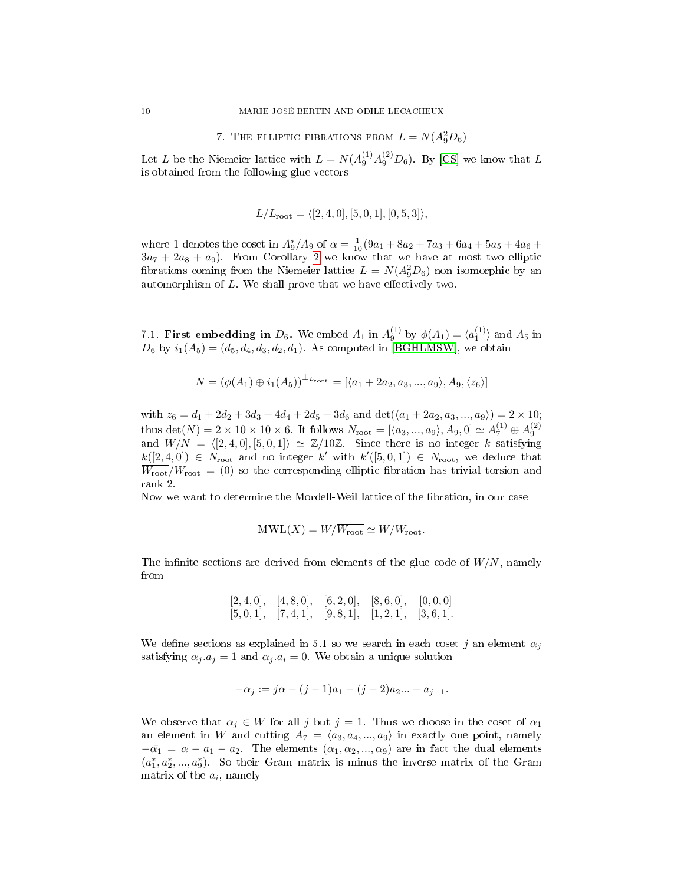## 7. The elliptic fibrations from $L = N(A_9^2 D_6)$

Let $L$ be the Niemeier lattice with $L = N(A_9^{(1)} A_9^{(2)} D_6)$. By [CS] we know that $L$ is obtained from the following glue vectors

$$L/L_{\text{root}} = \langle [2,4,0], [5,0,1], [0,5,3] \rangle,$$

where 1 denotes the coset in $A_9^*/A_9$ of $\alpha = \frac{1}{10}(9a_1 + 8a_2 + 7a_3 + 6a_4 + 5a_5 + 4a_6 + 3a_7 + 2a_8 + a_9)$. From Corollary 2 we know that we have at most two elliptic fibrations coming from the Niemeier lattice $L = N(A_9^2 D_6)$ non isomorphic by an automorphism of $L$. We shall prove that we have effectively two.

7.1. **First embedding in $D_6$.** We embed $A_1$ in $A_9^{(1)}$ by $\phi(A_1) = \langle a_1^{(1)} \rangle$ and $A_5$ in $D_6$ by $i_1(A_5) = (d_5, d_4, d_3, d_2, d_1)$. As computed in [BGHLMSW], we obtain

$$N = (\phi(A_1) \oplus i_1(A_5))^{\perp_{L_{\text{root}}}} = [\langle a_1 + 2a_2, a_3, ..., a_9 \rangle, A_9, \langle z_6 \rangle]$$

with $z_6 = d_1 + 2d_2 + 3d_3 + 4d_4 + 2d_5 + 3d_6$ and $\det(\langle a_1 + 2a_2, a_3, ..., a_9 \rangle) = 2 \times 10$; thus $\det(N) = 2 \times 10 \times 10 \times 6$. It follows $N_{\text{root}} = [\langle a_3, ..., a_9 \rangle, A_9, 0] \simeq A_7^{(1)} \oplus A_9^{(2)}$ and $W/N = \langle [2,4,0], [5,0,1] \rangle \simeq \mathbb{Z}/10\mathbb{Z}$. Since there is no integer $k$ satisfying $k([2,4,0]) \in N_{\text{root}}$ and no integer $k'$ with $k'([5,0,1]) \in N_{\text{root}}$, we deduce that $\overline{W_{\text{root}}}/W_{\text{root}} = (0)$ so the corresponding elliptic fibration has trivial torsion and rank 2.

Now we want to determine the Mordell-Weil lattice of the fibration, in our case

$$\text{MWL}(X) = W/\overline{W_{\text{root}}} \simeq W/W_{\text{root}}.$$

The infinite sections are derived from elements of the glue code of $W/N$, namely from

$$\begin{array}{ccccc} [2,4,0], & [4,8,0], & [6,2,0], & [8,6,0], & [0,0,0] \\ [5,0,1], & [7,4,1], & [9,8,1], & [1,2,1], & [3,6,1]. \end{array}$$

We define sections as explained in 5.1 so we search in each coset $j$ an element $\alpha_j$ satisfying $\alpha_j . a_j = 1$ and $\alpha_j . a_i = 0$. We obtain a unique solution

$$-\alpha_j := j\alpha - (j-1)a_1 - (j-2)a_2 ... - a_{j-1}.$$

We observe that $\alpha_j \in W$ for all $j$ but $j = 1$. Thus we choose in the coset of $\alpha_1$ an element in $W$ and cutting $A_7 = \langle a_3, a_4, ..., a_9 \rangle$ in exactly one point, namely $-\bar{\alpha_1} = \alpha - a_1 - a_2$. The elements $(\alpha_1, \alpha_2, ..., \alpha_9)$ are in fact the dual elements $(a_1^*, a_2^*, ..., a_9^*)$. So their Gram matrix is minus the inverse matrix of the Gram matrix of the $a_i$, namely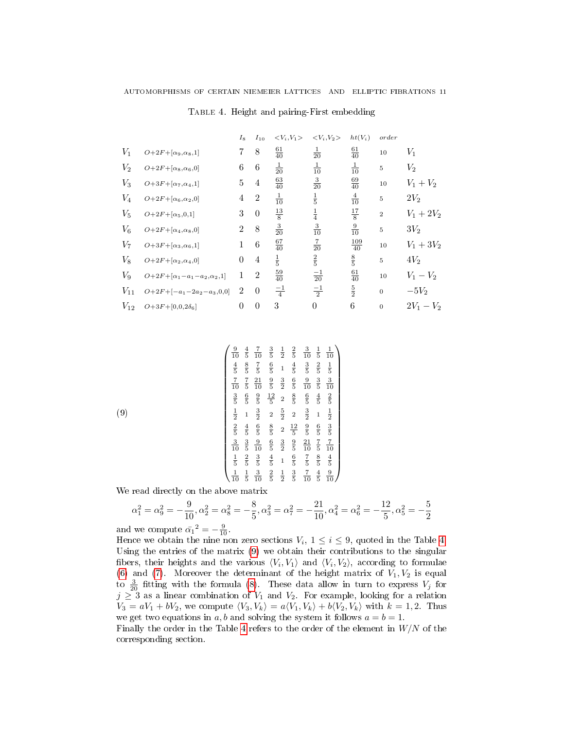Table 4. Height and pairing-First embedding

| | | $I_8$ | $I_{10}$ | $<V_i,V_1>$ | $<V_i,V_2>$ | $ht(V_i)$ | *order* | |
|---|---|---|---|---|---|---|---|---|
| $V_1$ | $O{+}2F{+}[\alpha_9,\alpha_8,1]$ | 7 | 8 | $\frac{61}{40}$ | $\frac{1}{20}$ | $\frac{61}{40}$ | 10 | $V_1$ |
| $V_2$ | $O{+}2F{+}[\alpha_8,\alpha_6,0]$ | 6 | 6 | $\frac{1}{20}$ | $\frac{1}{10}$ | $\frac{1}{10}$ | 5 | $V_2$ |
| $V_3$ | $O{+}3F{+}[\alpha_7,\alpha_4,1]$ | 5 | 4 | $\frac{63}{40}$ | $\frac{3}{20}$ | $\frac{69}{40}$ | 10 | $V_1+V_2$ |
| $V_4$ | $O{+}2F{+}[\alpha_6,\alpha_2,0]$ | 4 | 2 | $\frac{1}{10}$ | $\frac{1}{5}$ | $\frac{4}{10}$ | 5 | $2V_2$ |
| $V_5$ | $O{+}2F{+}[\alpha_5,0,1]$ | 3 | 0 | $\frac{13}{8}$ | $\frac{1}{4}$ | $\frac{17}{8}$ | 2 | $V_1+2V_2$ |
| $V_6$ | $O{+}2F{+}[\alpha_4,\alpha_8,0]$ | 2 | 8 | $\frac{3}{20}$ | $\frac{3}{10}$ | $\frac{9}{10}$ | 5 | $3V_2$ |
| $V_7$ | $O{+}3F{+}[\alpha_3,\alpha_6,1]$ | 1 | 6 | $\frac{67}{40}$ | $\frac{7}{20}$ | $\frac{109}{40}$ | 10 | $V_1+3V_2$ |
| $V_8$ | $O{+}2F{+}[\alpha_2,\alpha_4,0]$ | 0 | 4 | $\frac{1}{5}$ | $\frac{2}{5}$ | $\frac{8}{5}$ | 5 | $4V_2$ |
| $V_9$ | $O{+}2F{+}[\alpha_1{-}a_1{-}a_2,\alpha_2,1]$ | 1 | 2 | $\frac{59}{40}$ | $\frac{-1}{20}$ | $\frac{61}{40}$ | 10 | $V_1-V_2$ |
| $V_{11}$ | $O{+}2F{+}[-a_1{-}2a_2{-}a_3,0,0]$ | 2 | 0 | $\frac{-1}{4}$ | $\frac{-1}{2}$ | $\frac{5}{2}$ | 0 | $-5V_2$ |
| $V_{12}$ | $O{+}3F{+}[0,0,2\delta_6]$ | 0 | 0 | 3 | 0 | 6 | 0 | $2V_1-V_2$ |

$$(9)\qquad \begin{pmatrix}
\frac{9}{10} & \frac{4}{5} & \frac{7}{10} & \frac{3}{5} & \frac{1}{2} & \frac{2}{5} & \frac{3}{10} & \frac{1}{5} & \frac{1}{10}\\
\frac{4}{5} & \frac{8}{5} & \frac{7}{5} & \frac{6}{5} & 1 & \frac{4}{5} & \frac{3}{5} & \frac{2}{5} & \frac{1}{5}\\
\frac{7}{10} & \frac{7}{5} & \frac{21}{10} & \frac{9}{5} & \frac{3}{2} & \frac{6}{5} & \frac{9}{10} & \frac{3}{5} & \frac{3}{10}\\
\frac{3}{5} & \frac{6}{5} & \frac{9}{5} & \frac{12}{5} & 2 & \frac{8}{5} & \frac{6}{5} & \frac{4}{5} & \frac{2}{5}\\
\frac{1}{2} & 1 & \frac{3}{2} & 2 & \frac{5}{2} & 2 & \frac{3}{2} & 1 & \frac{1}{2}\\
\frac{2}{5} & \frac{4}{5} & \frac{6}{5} & \frac{8}{5} & 2 & \frac{12}{5} & \frac{9}{5} & \frac{6}{5} & \frac{3}{5}\\
\frac{3}{10} & \frac{3}{5} & \frac{9}{10} & \frac{6}{5} & \frac{3}{2} & \frac{9}{5} & \frac{21}{10} & \frac{7}{5} & \frac{7}{10}\\
\frac{1}{5} & \frac{2}{5} & \frac{3}{5} & \frac{4}{5} & 1 & \frac{6}{5} & \frac{7}{5} & \frac{8}{5} & \frac{4}{5}\\
\frac{1}{10} & \frac{1}{5} & \frac{3}{10} & \frac{2}{5} & \frac{1}{2} & \frac{3}{5} & \frac{7}{10} & \frac{4}{5} & \frac{9}{10}
\end{pmatrix}$$

We read directly on the above matrix

$$\alpha_1^2 = \alpha_9^2 = -\frac{9}{10}, \alpha_2^2 = \alpha_8^2 = -\frac{8}{5}, \alpha_3^2 = \alpha_7^2 = -\frac{21}{10}, \alpha_4^2 = \alpha_6^2 = -\frac{12}{5}, \alpha_5^2 = -\frac{5}{2}$$

and we compute $\bar{\alpha_1}^2 = -\frac{9}{10}$.

Hence we obtain the nine non zero sections $V_i$, $1 \leq i \leq 9$, quoted in the Table 4. Using the entries of the matrix (9) we obtain their contributions to the singular fibers, their heights and the various $\langle V_i, V_1\rangle$ and $\langle V_i, V_2\rangle$, according to formulae (6) and (7). Moreover the determinant of the height matrix of $V_1, V_2$ is equal to $\frac{3}{20}$ fitting with the formula (8). These data allow in turn to express $V_j$ for $j \geq 3$ as a linear combination of $V_1$ and $V_2$. For example, looking for a relation $V_3 = aV_1 + bV_2$, we compute $\langle V_3, V_k\rangle = a\langle V_1, V_k\rangle + b\langle V_2, V_k\rangle$ with $k = 1, 2$. Thus we get two equations in $a, b$ and solving the system it follows $a = b = 1$.

Finally the order in the Table 4 refers to the order of the element in $W/N$ of the corresponding section.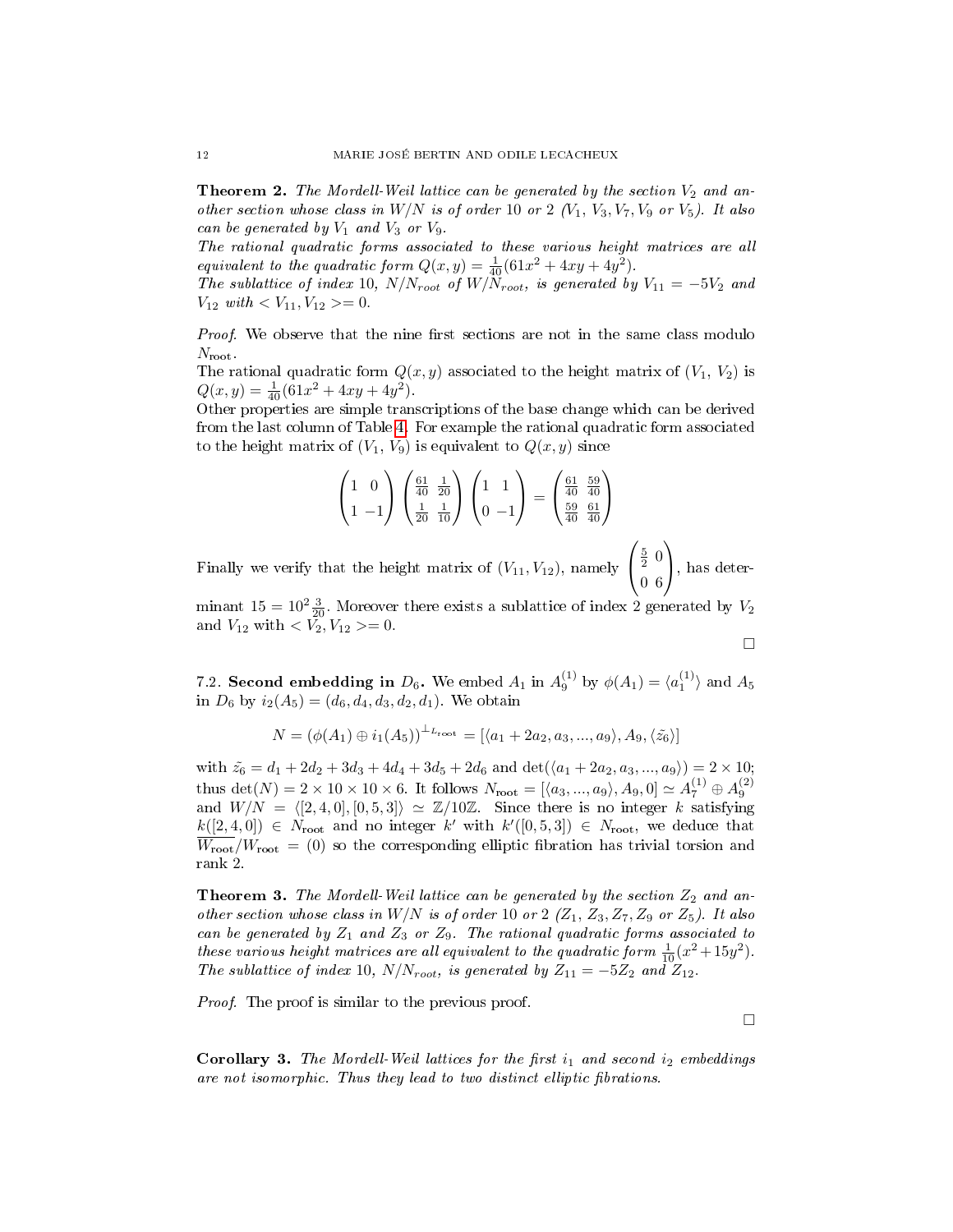**Theorem 2.** *The Mordell-Weil lattice can be generated by the section $V_2$ and another section whose class in $W/N$ is of order 10 or 2 ($V_1$, $V_3, V_7, V_9$ or $V_5$). It also can be generated by $V_1$ and $V_3$ or $V_9$.*
*The rational quadratic forms associated to these various height matrices are all equivalent to the quadratic form $Q(x, y) = \frac{1}{40}(61x^2 + 4xy + 4y^2)$.*
*The sublattice of index 10, $N/N_{root}$ of $W/N_{root}$, is generated by $V_{11} = -5V_2$ and $V_{12}$ with $< V_{11}, V_{12} >= 0$.*

*Proof.* We observe that the nine first sections are not in the same class modulo $N_{\text{root}}$.
The rational quadratic form $Q(x, y)$ associated to the height matrix of ($V_1$, $V_2$) is $Q(x, y) = \frac{1}{40}(61x^2 + 4xy + 4y^2)$.
Other properties are simple transcriptions of the base change which can be derived from the last column of Table 4. For example the rational quadratic form associated to the height matrix of ($V_1$, $V_9$) is equivalent to $Q(x, y)$ since

$$\begin{pmatrix} 1 & 0 \\ 1 & -1 \end{pmatrix} \begin{pmatrix} \frac{61}{40} & \frac{1}{20} \\ \frac{1}{20} & \frac{1}{10} \end{pmatrix} \begin{pmatrix} 1 & 1 \\ 0 & -1 \end{pmatrix} = \begin{pmatrix} \frac{61}{40} & \frac{59}{40} \\ \frac{59}{40} & \frac{61}{40} \end{pmatrix}$$

Finally we verify that the height matrix of ($V_{11}, V_{12}$), namely $\begin{pmatrix} \frac{5}{2} & 0 \\ 0 & 6 \end{pmatrix}$, has determinant $15 = 10^2 \frac{3}{20}$. Moreover there exists a sublattice of index 2 generated by $V_2$ and $V_{12}$ with $< V_2, V_{12} >= 0$.

□

7.2. **Second embedding in $D_6$.** We embed $A_1$ in $A_9^{(1)}$ by $\phi(A_1) = \langle a_1^{(1)} \rangle$ and $A_5$ in $D_6$ by $i_2(A_5) = (d_6, d_4, d_3, d_2, d_1)$. We obtain

$$N = (\phi(A_1) \oplus i_1(A_5))^{\perp_{L_{\text{root}}}} = [\langle a_1 + 2a_2, a_3, ..., a_9 \rangle, A_9, \langle \tilde{z_6} \rangle]$$

with $\tilde{z_6} = d_1 + 2d_2 + 3d_3 + 4d_4 + 3d_5 + 2d_6$ and $\det(\langle a_1 + 2a_2, a_3, ..., a_9 \rangle) = 2 \times 10$; thus $\det(N) = 2 \times 10 \times 10 \times 6$. It follows $N_{\text{root}} = [\langle a_3, ..., a_9 \rangle, A_9, 0] \simeq A_7^{(1)} \oplus A_9^{(2)}$ and $W/N = \langle [2, 4, 0], [0, 5, 3] \rangle \simeq \mathbb{Z}/10\mathbb{Z}$. Since there is no integer $k$ satisfying $k([2, 4, 0]) \in N_{\text{root}}$ and no integer $k'$ with $k'([0, 5, 3]) \in N_{\text{root}}$, we deduce that $\overline{W_{\text{root}}}/W_{\text{root}} = (0)$ so the corresponding elliptic fibration has trivial torsion and rank 2.

**Theorem 3.** *The Mordell-Weil lattice can be generated by the section $Z_2$ and another section whose class in $W/N$ is of order 10 or 2 ($Z_1$, $Z_3, Z_7, Z_9$ or $Z_5$). It also can be generated by $Z_1$ and $Z_3$ or $Z_9$. The rational quadratic forms associated to these various height matrices are all equivalent to the quadratic form $\frac{1}{10}(x^2 + 15y^2)$. The sublattice of index 10, $N/N_{root}$, is generated by $Z_{11} = -5Z_2$ and $Z_{12}$.*

*Proof.* The proof is similar to the previous proof.

□

**Corollary 3.** *The Mordell-Weil lattices for the first $i_1$ and second $i_2$ embeddings are not isomorphic. Thus they lead to two distinct elliptic fibrations.*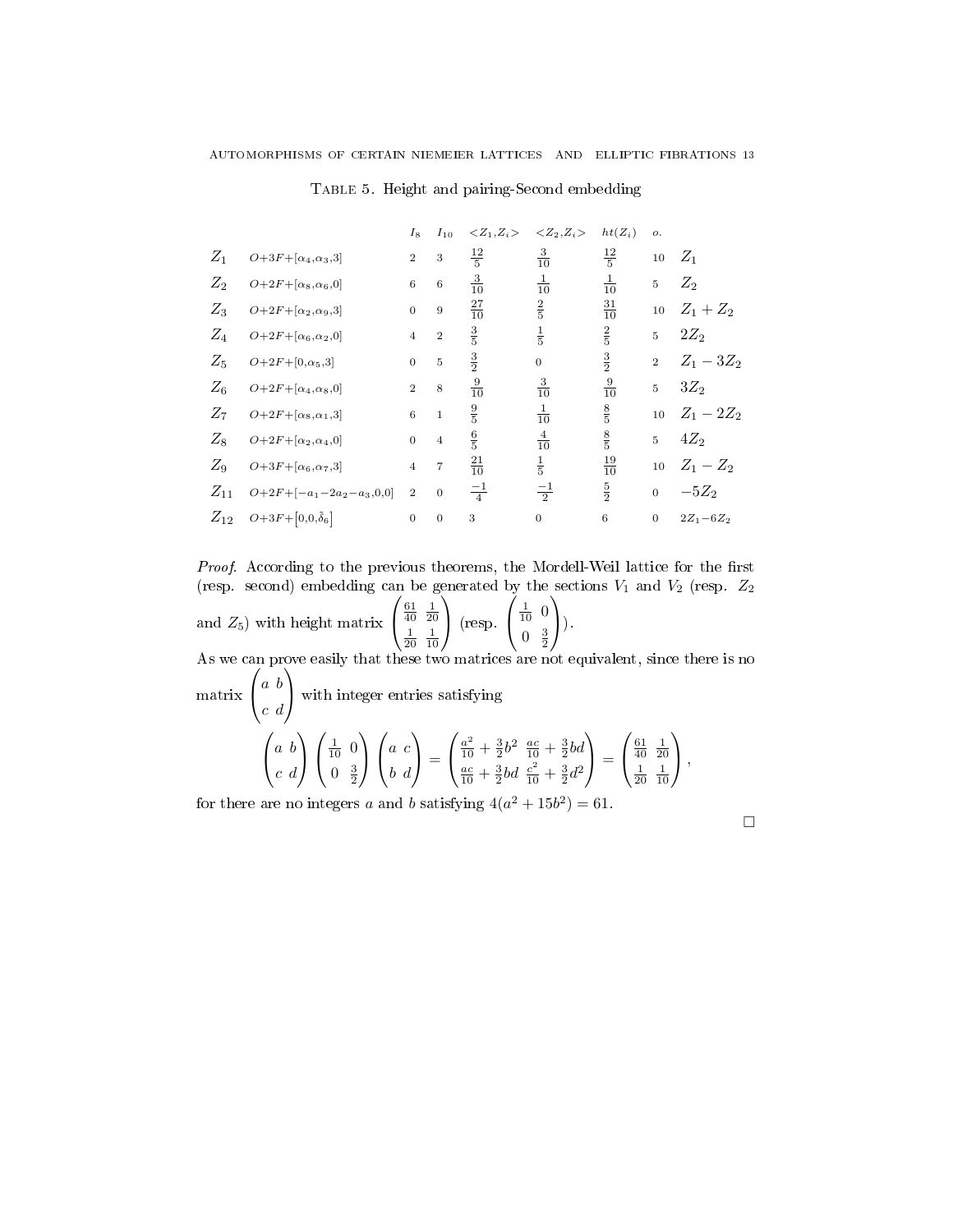Table 5. Height and pairing-Second embedding

| | | $I_8$ | $I_{10}$ | $<Z_1,Z_i>$ | $<Z_2,Z_i>$ | $ht(Z_i)$ | $o.$ | |
|---|---|---|---|---|---|---|---|---|
| $Z_1$ | $O{+}3F{+}[\alpha_4,\alpha_3,3]$ | 2 | 3 | $\frac{12}{5}$ | $\frac{3}{10}$ | $\frac{12}{5}$ | 10 | $Z_1$ |
| $Z_2$ | $O{+}2F{+}[\alpha_8,\alpha_6,0]$ | 6 | 6 | $\frac{3}{10}$ | $\frac{1}{10}$ | $\frac{1}{10}$ | 5 | $Z_2$ |
| $Z_3$ | $O{+}2F{+}[\alpha_2,\alpha_9,3]$ | 0 | 9 | $\frac{27}{10}$ | $\frac{2}{5}$ | $\frac{31}{10}$ | 10 | $Z_1+Z_2$ |
| $Z_4$ | $O{+}2F{+}[\alpha_6,\alpha_2,0]$ | 4 | 2 | $\frac{3}{5}$ | $\frac{1}{5}$ | $\frac{2}{5}$ | 5 | $2Z_2$ |
| $Z_5$ | $O{+}2F{+}[0,\alpha_5,3]$ | 0 | 5 | $\frac{3}{2}$ | 0 | $\frac{3}{2}$ | 2 | $Z_1-3Z_2$ |
| $Z_6$ | $O{+}2F{+}[\alpha_4,\alpha_8,0]$ | 2 | 8 | $\frac{9}{10}$ | $\frac{3}{10}$ | $\frac{9}{10}$ | 5 | $3Z_2$ |
| $Z_7$ | $O{+}2F{+}[\alpha_8,\alpha_1,3]$ | 6 | 1 | $\frac{9}{5}$ | $\frac{1}{10}$ | $\frac{8}{5}$ | 10 | $Z_1-2Z_2$ |
| $Z_8$ | $O{+}2F{+}[\alpha_2,\alpha_4,0]$ | 0 | 4 | $\frac{6}{5}$ | $\frac{4}{10}$ | $\frac{8}{5}$ | 5 | $4Z_2$ |
| $Z_9$ | $O{+}3F{+}[\alpha_6,\alpha_7,3]$ | 4 | 7 | $\frac{21}{10}$ | $\frac{1}{5}$ | $\frac{19}{10}$ | 10 | $Z_1-Z_2$ |
| $Z_{11}$ | $O{+}2F{+}[-a_1-2a_2-a_3,0,0]$ | 2 | 0 | $\frac{-1}{4}$ | $\frac{-1}{2}$ | $\frac{5}{2}$ | 0 | $-5Z_2$ |
| $Z_{12}$ | $O{+}3F{+}[0,0,\tilde{\delta}_6]$ | 0 | 0 | 3 | 0 | 6 | 0 | $2Z_1-6Z_2$ |

*Proof.* According to the previous theorems, the Mordell-Weil lattice for the first (resp. second) embedding can be generated by the sections $V_1$ and $V_2$ (resp. $Z_2$ and $Z_5$) with height matrix $\begin{pmatrix} \frac{61}{40} & \frac{1}{20} \\ \frac{1}{20} & \frac{1}{10} \end{pmatrix}$ (resp. $\begin{pmatrix} \frac{1}{10} & 0 \\ 0 & \frac{3}{2} \end{pmatrix}$).

As we can prove easily that these two matrices are not equivalent, since there is no matrix $\begin{pmatrix} a & b \\ c & d \end{pmatrix}$ with integer entries satisfying

$$\begin{pmatrix} a & b \\ c & d \end{pmatrix} \begin{pmatrix} \frac{1}{10} & 0 \\ 0 & \frac{3}{2} \end{pmatrix} \begin{pmatrix} a & c \\ b & d \end{pmatrix} = \begin{pmatrix} \frac{a^2}{10} + \frac{3}{2}b^2 & \frac{ac}{10} + \frac{3}{2}bd \\ \frac{ac}{10} + \frac{3}{2}bd & \frac{c^2}{10} + \frac{3}{2}d^2 \end{pmatrix} = \begin{pmatrix} \frac{61}{40} & \frac{1}{20} \\ \frac{1}{20} & \frac{1}{10} \end{pmatrix},$$

for there are no integers $a$ and $b$ satisfying $4(a^2 + 15b^2) = 61$.

□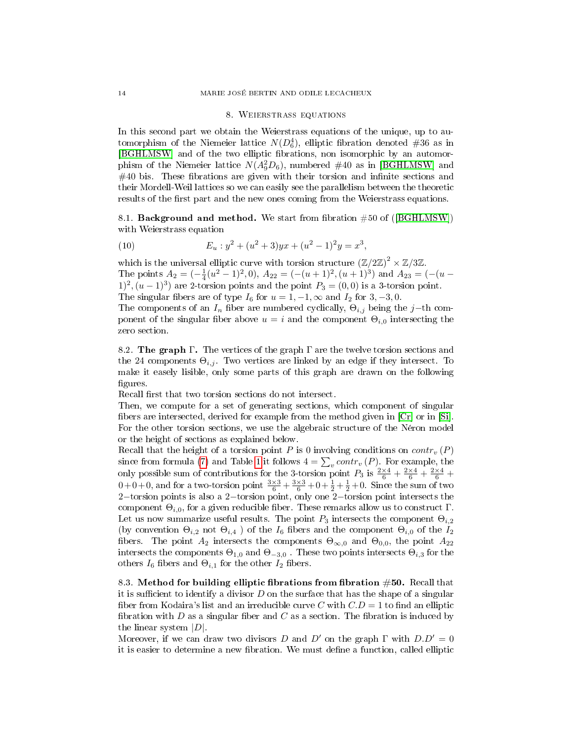## 8. Weierstrass equations

In this second part we obtain the Weierstrass equations of the unique, up to automorphism of the Niemeier lattice $N(D_6^4)$, elliptic fibration denoted #36 as in [BGHLMSW] and of the two elliptic fibrations, non isomorphic by an automorphism of the Niemeier lattice $N(A_9^2 D_6)$, numbered #40 as in [BGHLMSW] and #40 bis. These fibrations are given with their torsion and infinite sections and their Mordell-Weil lattices so we can easily see the parallelism between the theoretic results of the first part and the new ones coming from the Weierstrass equations.

### 8.1. Background and method.

We start from fibration #50 of ([BGHLMSW]) with Weierstrass equation

$$E_u : y^2 + (u^2 + 3)yx + (u^2 - 1)^2 y = x^3, \tag{10}$$

which is the universal elliptic curve with torsion structure $(\mathbb{Z}/2\mathbb{Z})^2 \times \mathbb{Z}/3\mathbb{Z}$.
The points $A_2 = (-\frac{1}{4}(u^2-1)^2, 0)$, $A_{22} = (-(u+1)^2, (u+1)^3)$ and $A_{23} = (-(u-1)^2, (u-1)^3)$ are 2-torsion points and the point $P_3 = (0,0)$ is a 3-torsion point.
The singular fibers are of type $I_6$ for $u = 1, -1, \infty$ and $I_2$ for $3, -3, 0$.
The components of an $I_n$ fiber are numbered cyclically, $\Theta_{i,j}$ being the $j-$th component of the singular fiber above $u = i$ and the component $\Theta_{i,0}$ intersecting the zero section.

### 8.2. The graph $\Gamma$.

The vertices of the graph $\Gamma$ are the twelve torsion sections and the 24 components $\Theta_{i,j}$. Two vertices are linked by an edge if they intersect. To make it easely lisible, only some parts of this graph are drawn on the following figures.
Recall first that two torsion sections do not intersect.
Then, we compute for a set of generating sections, which component of singular fibers are intersected, derived for example from the method given in [Cr] or in [Si]. For the other torsion sections, we use the algebraic structure of the Néron model or the height of sections as explained below.
Recall that the height of a torsion point $P$ is 0 involving conditions on $contr_v(P)$ since from formula (7) and Table 1 it follows $4 = \sum_v contr_v(P)$. For example, the only possible sum of contributions for the 3-torsion point $P_3$ is $\frac{2\times 4}{6} + \frac{2\times 4}{6} + \frac{2\times 4}{6} + 0 + 0 + 0$, and for a two-torsion point $\frac{3\times 3}{6} + \frac{3\times 3}{6} + 0 + \frac{1}{2} + \frac{1}{2} + 0$. Since the sum of two $2-$torsion points is also a $2-$torsion point, only one $2-$torsion point intersects the component $\Theta_{i,0}$, for a given reducible fiber. These remarks allow us to construct $\Gamma$.
Let us now summarize useful results. The point $P_3$ intersects the component $\Theta_{i,2}$ (by convention $\Theta_{i,2}$ not $\Theta_{i,4}$ ) of the $I_6$ fibers and the component $\Theta_{i,0}$ of the $I_2$ fibers. The point $A_2$ intersects the components $\Theta_{\infty,0}$ and $\Theta_{0,0}$, the point $A_{22}$ intersects the components $\Theta_{1,0}$ and $\Theta_{-3,0}$ . These two points intersects $\Theta_{i,3}$ for the others $I_6$ fibers and $\Theta_{i,1}$ for the other $I_2$ fibers.

### 8.3. Method for building elliptic fibrations from fibration #50.

Recall that it is sufficient to identify a divisor $D$ on the surface that has the shape of a singular fiber from Kodaira's list and an irreducible curve $C$ with $C.D = 1$ to find an elliptic fibration with $D$ as a singular fiber and $C$ as a section. The fibration is induced by the linear system $|D|$.
Moreover, if we can draw two divisors $D$ and $D'$ on the graph $\Gamma$ with $D.D' = 0$ it is easier to determine a new fibration. We must define a function, called elliptic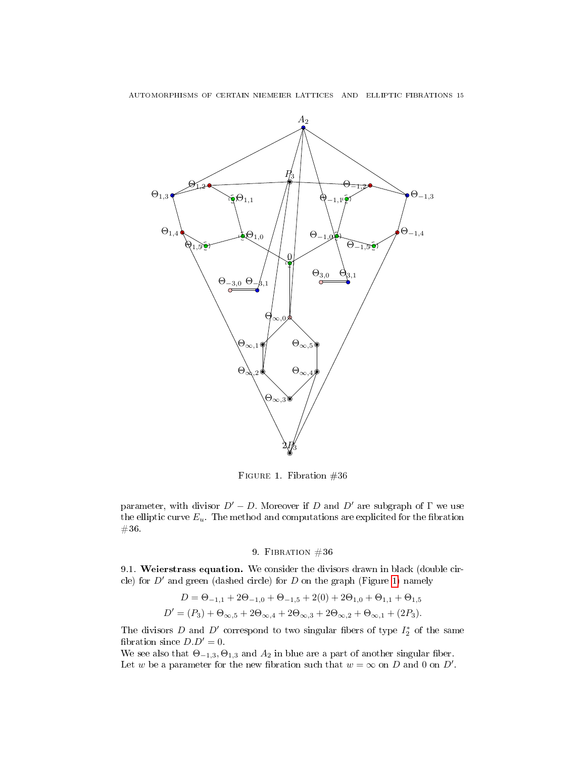Figure 1. Fibration #36

parameter, with divisor $D' - D$. Moreover if $D$ and $D'$ are subgraph of $\Gamma$ we use the elliptic curve $E_u$. The method and computations are explicited for the fibration #36.

## 9. Fibration #36

**9.1. Weierstrass equation.** We consider the divisors drawn in black (double circle) for $D'$ and green (dashed circle) for $D$ on the graph (Figure 1) namely

$$D = \Theta_{-1,1} + 2\Theta_{-1,0} + \Theta_{-1,5} + 2(0) + 2\Theta_{1,0} + \Theta_{1,1} + \Theta_{1,5}$$

$$D' = (P_3) + \Theta_{\infty,5} + 2\Theta_{\infty,4} + 2\Theta_{\infty,3} + 2\Theta_{\infty,2} + \Theta_{\infty,1} + (2P_3).$$

The divisors $D$ and $D'$ correspond to two singular fibers of type $I_2^*$ of the same fibration since $D.D' = 0$.

We see also that $\Theta_{-1,3}, \Theta_{1,3}$ and $A_2$ in blue are a part of another singular fiber.

Let $w$ be a parameter for the new fibration such that $w = \infty$ on $D$ and $0$ on $D'$.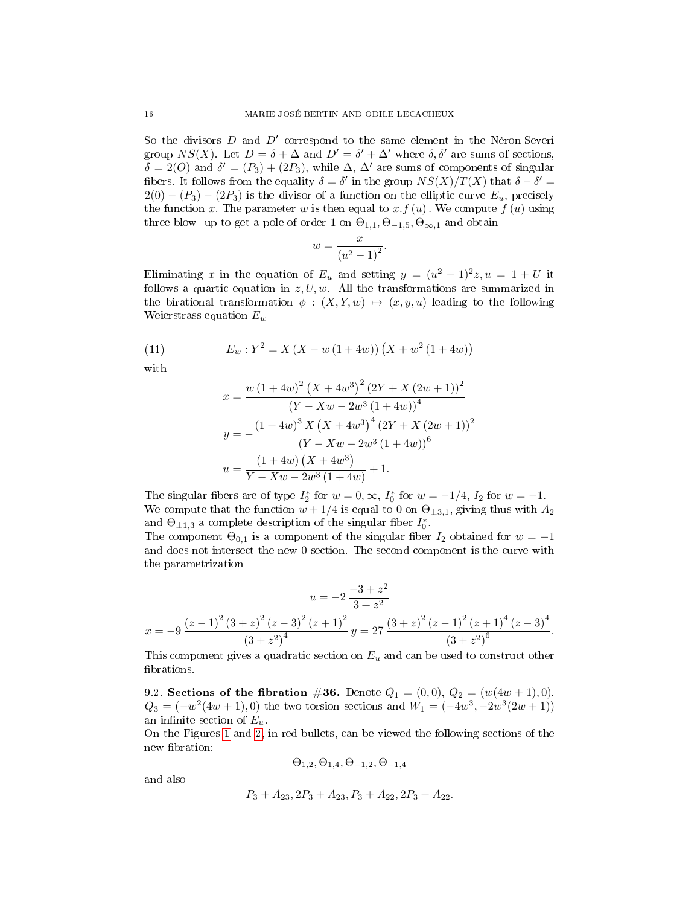So the divisors $D$ and $D'$ correspond to the same element in the Néron-Severi group $NS(X)$. Let $D = \delta + \Delta$ and $D' = \delta' + \Delta'$ where $\delta, \delta'$ are sums of sections, $\delta = 2(O)$ and $\delta' = (P_3) + (2P_3)$, while $\Delta$, $\Delta'$ are sums of components of singular fibers. It follows from the equality $\delta = \delta'$ in the group $NS(X)/T(X)$ that $\delta - \delta' = 2(0) - (P_3) - (2P_3)$ is the divisor of a function on the elliptic curve $E_u$, precisely the function $x$. The parameter $w$ is then equal to $x.f(u)$. We compute $f(u)$ using three blow- up to get a pole of order 1 on $\Theta_{1,1}, \Theta_{-1,5}, \Theta_{\infty,1}$ and obtain

$$w = \frac{x}{\left(u^2-1\right)^2}.$$

Eliminating $x$ in the equation of $E_u$ and setting $y = (u^2-1)^2 z, u = 1 + U$ it follows a quartic equation in $z, U, w$. All the transformations are summarized in the birational transformation $\phi : (X, Y, w) \mapsto (x, y, u)$ leading to the following Weierstrass equation $E_w$

$$E_w : Y^2 = X\left(X - w\left(1+4w\right)\right)\left(X + w^2\left(1+4w\right)\right) \tag{11}$$

with

$$x = \frac{w\left(1+4w\right)^2\left(X+4w^3\right)^2\left(2Y+X\left(2w+1\right)\right)^2}{\left(Y-Xw-2w^3\left(1+4w\right)\right)^4}$$

$$y = -\frac{\left(1+4w\right)^3 X\left(X+4w^3\right)^4\left(2Y+X\left(2w+1\right)\right)^2}{\left(Y-Xw-2w^3\left(1+4w\right)\right)^6}$$

$$u = \frac{\left(1+4w\right)\left(X+4w^3\right)}{Y-Xw-2w^3\left(1+4w\right)} + 1.$$

The singular fibers are of type $I_2^*$ for $w = 0, \infty$, $I_0^*$ for $w = -1/4$, $I_2$ for $w = -1$. We compute that the function $w + 1/4$ is equal to 0 on $\Theta_{\pm 3,1}$, giving thus with $A_2$ and $\Theta_{\pm 1,3}$ a complete description of the singular fiber $I_0^*$.

The component $\Theta_{0,1}$ is a component of the singular fiber $I_2$ obtained for $w = -1$ and does not intersect the new 0 section. The second component is the curve with the parametrization

$$u = -2\,\frac{-3+z^2}{3+z^2}$$

$$x = -9\,\frac{\left(z-1\right)^2\left(3+z\right)^2\left(z-3\right)^2\left(z+1\right)^2}{\left(3+z^2\right)^4}\; y = 27\,\frac{\left(3+z\right)^2\left(z-1\right)^2\left(z+1\right)^4\left(z-3\right)^4}{\left(3+z^2\right)^6}.$$

This component gives a quadratic section on $E_u$ and can be used to construct other fibrations.

9.2. **Sections of the fibration #36.** Denote $Q_1 = (0,0)$, $Q_2 = (w(4w+1), 0)$, $Q_3 = (-w^2(4w+1), 0)$ the two-torsion sections and $W_1 = (-4w^3, -2w^3(2w+1))$ an infinite section of $E_u$.

On the Figures 1 and 2, in red bullets, can be viewed the following sections of the new fibration:

$$\Theta_{1,2}, \Theta_{1,4}, \Theta_{-1,2}, \Theta_{-1,4}$$

and also

$$P_3 + A_{23}, 2P_3 + A_{23}, P_3 + A_{22}, 2P_3 + A_{22}.$$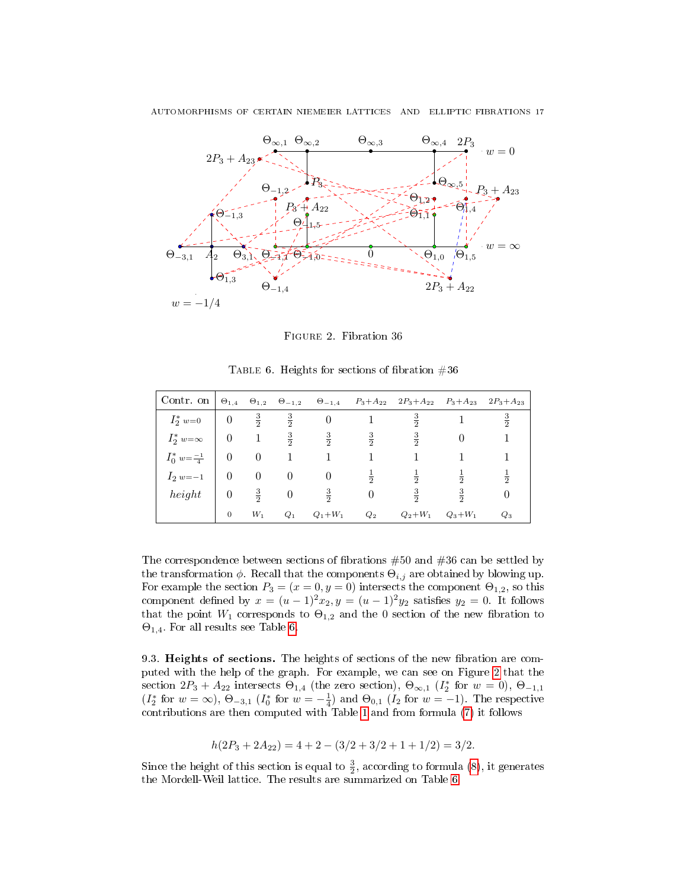FIGURE 2. Fibration 36

TABLE 6. Heights for sections of fibration #36

| Contr. on | $\Theta_{1,4}$ | $\Theta_{1,2}$ | $\Theta_{-1,2}$ | $\Theta_{-1,4}$ | $P_3{+}A_{22}$ | $2P_3{+}A_{22}$ | $P_3{+}A_{23}$ | $2P_3{+}A_{23}$ |
|---|---|---|---|---|---|---|---|---|
| $I_2^*$ $w{=}0$ | 0 | $\frac{3}{2}$ | $\frac{3}{2}$ | 0 | 1 | $\frac{3}{2}$ | 1 | $\frac{3}{2}$ |
| $I_2^*$ $w{=}\infty$ | 0 | 1 | $\frac{3}{2}$ | $\frac{3}{2}$ | $\frac{3}{2}$ | $\frac{3}{2}$ | 0 | 1 |
| $I_0^*$ $w{=}\frac{-1}{4}$ | 0 | 0 | 1 | 1 | 1 | 1 | 1 | 1 |
| $I_2$ $w{=}-1$ | 0 | 0 | 0 | 0 | $\frac{1}{2}$ | $\frac{1}{2}$ | $\frac{1}{2}$ | $\frac{1}{2}$ |
| *height* | 0 | $\frac{3}{2}$ | 0 | $\frac{3}{2}$ | 0 | $\frac{3}{2}$ | $\frac{3}{2}$ | 0 |
| | 0 | $W_1$ | $Q_1$ | $Q_1{+}W_1$ | $Q_2$ | $Q_2{+}W_1$ | $Q_3{+}W_1$ | $Q_3$ |

The correspondence between sections of fibrations #50 and #36 can be settled by the transformation $\phi$. Recall that the components $\Theta_{i,j}$ are obtained by blowing up. For example the section $P_3 = (x = 0, y = 0)$ intersects the component $\Theta_{1,2}$, so this component defined by $x = (u-1)^2x_2, y = (u-1)^2y_2$ satisfies $y_2 = 0$. It follows that the point $W_1$ corresponds to $\Theta_{1,2}$ and the 0 section of the new fibration to $\Theta_{1,4}$. For all results see Table 6.

9.3. **Heights of sections.** The heights of sections of the new fibration are computed with the help of the graph. For example, we can see on Figure 2 that the section $2P_3 + A_{22}$ intersects $\Theta_{1,4}$ (the zero section), $\Theta_{\infty,1}$ ($I_2^*$ for $w = 0$), $\Theta_{-1,1}$ ($I_2^*$ for $w = \infty$), $\Theta_{-3,1}$ ($I_0^*$ for $w = -\frac{1}{4}$) and $\Theta_{0,1}$ ($I_2$ for $w = -1$). The respective contributions are then computed with Table 1 and from formula (7) it follows

$$h(2P_3 + 2A_{22}) = 4 + 2 - (3/2 + 3/2 + 1 + 1/2) = 3/2.$$

Since the height of this section is equal to $\frac{3}{2}$, according to formula (8), it generates the Mordell-Weil lattice. The results are summarized on Table 6.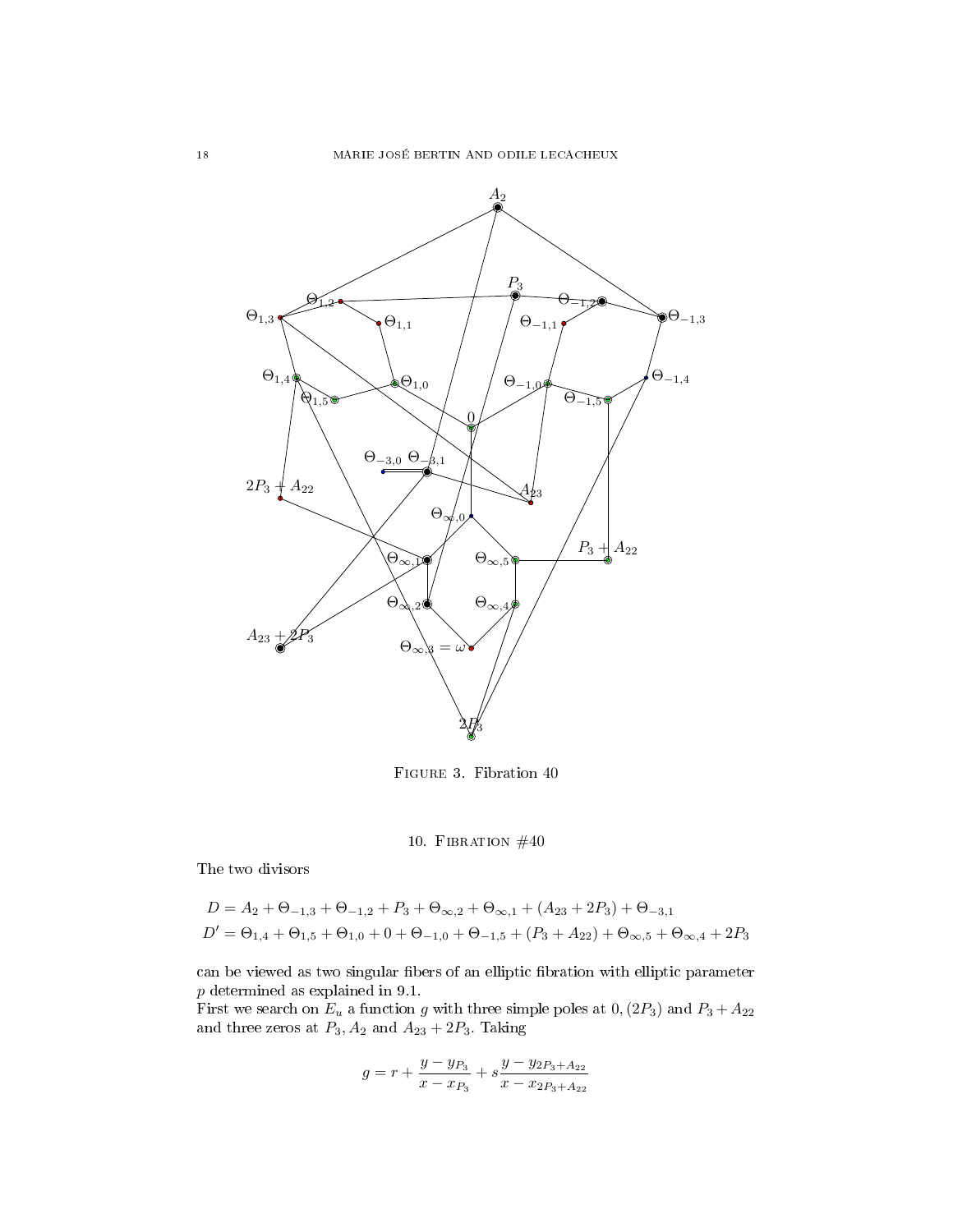Figure 3. Fibration 40

## 10. Fibration #40

The two divisors

$$D = A_2 + \Theta_{-1,3} + \Theta_{-1,2} + P_3 + \Theta_{\infty,2} + \Theta_{\infty,1} + (A_{23} + 2P_3) + \Theta_{-3,1}$$
$$D' = \Theta_{1,4} + \Theta_{1,5} + \Theta_{1,0} + 0 + \Theta_{-1,0} + \Theta_{-1,5} + (P_3 + A_{22}) + \Theta_{\infty,5} + \Theta_{\infty,4} + 2P_3$$

can be viewed as two singular fibers of an elliptic fibration with elliptic parameter $p$ determined as explained in 9.1.
First we search on $E_u$ a function $g$ with three simple poles at $0, (2P_3)$ and $P_3 + A_{22}$ and three zeros at $P_3, A_2$ and $A_{23} + 2P_3$. Taking

$$g = r + \frac{y - y_{P_3}}{x - x_{P_3}} + s \frac{y - y_{2P_3+A_{22}}}{x - x_{2P_3+A_{22}}}$$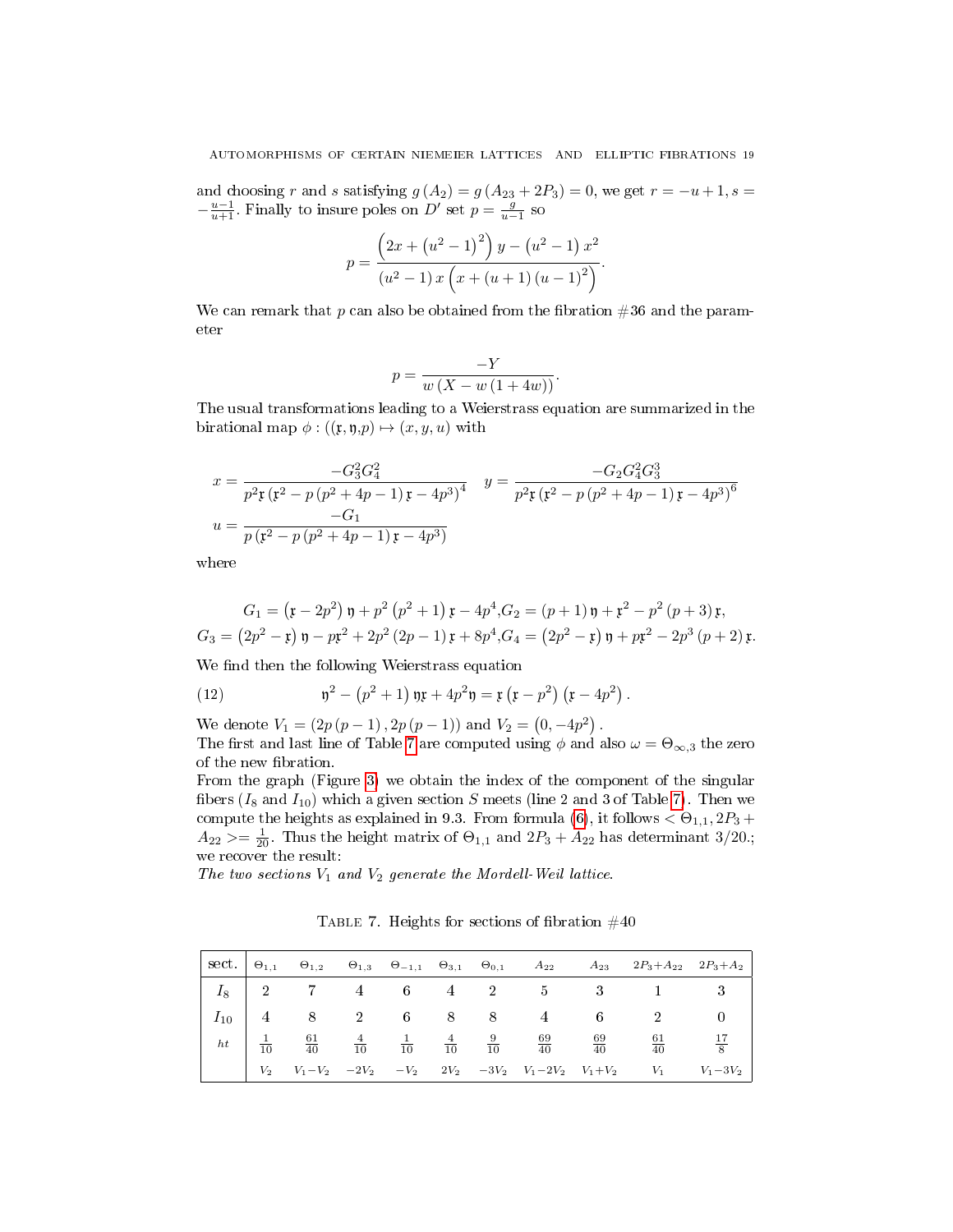and choosing $r$ and $s$ satisfying $g(A_2) = g(A_{23} + 2P_3) = 0$, we get $r = -u+1$, $s = -\frac{u-1}{u+1}$. Finally to insure poles on $D'$ set $p = \frac{g}{u-1}$ so

$$p = \frac{\left(2x + \left(u^2-1\right)^2\right) y - \left(u^2-1\right) x^2}{\left(u^2-1\right) x \left(x + (u+1)(u-1)^2\right)}.$$

We can remark that $p$ can also be obtained from the fibration #36 and the parameter

$$p = \frac{-Y}{w\left(X - w\left(1+4w\right)\right)}.$$

The usual transformations leading to a Weierstrass equation are summarized in the birational map $\phi : ((\mathfrak{x}, \mathfrak{y}, p) \mapsto (x, y, u)$ with

$$x = \frac{-G_3^2 G_4^2}{p^2 \mathfrak{x} \left(\mathfrak{x}^2 - p\left(p^2+4p-1\right)\mathfrak{x} - 4p^3\right)^4} \quad y = \frac{-G_2 G_4^2 G_3^3}{p^2 \mathfrak{x} \left(\mathfrak{x}^2 - p\left(p^2+4p-1\right)\mathfrak{x} - 4p^3\right)^6}$$

$$u = \frac{-G_1}{p\left(\mathfrak{x}^2 - p\left(p^2+4p-1\right)\mathfrak{x} - 4p^3\right)}$$

where

$$G_1 = \left(\mathfrak{x} - 2p^2\right)\mathfrak{y} + p^2\left(p^2+1\right)\mathfrak{x} - 4p^4, G_2 = (p+1)\,\mathfrak{y} + \mathfrak{x}^2 - p^2(p+3)\,\mathfrak{x},$$

$$G_3 = \left(2p^2 - \mathfrak{x}\right)\mathfrak{y} - p\mathfrak{x}^2 + 2p^2(2p-1)\,\mathfrak{x} + 8p^4, G_4 = \left(2p^2 - \mathfrak{x}\right)\mathfrak{y} + p\mathfrak{x}^2 - 2p^3(p+2)\,\mathfrak{x}.$$

We find then the following Weierstrass equation

$$\mathfrak{y}^2 - \left(p^2+1\right)\mathfrak{y}\mathfrak{x} + 4p^2\mathfrak{y} = \mathfrak{x}\left(\mathfrak{x} - p^2\right)\left(\mathfrak{x} - 4p^2\right). \tag{12}$$

We denote $V_1 = (2p(p-1), 2p(p-1))$ and $V_2 = \left(0, -4p^2\right)$.
The first and last line of Table 7 are computed using $\phi$ and also $\omega = \Theta_{\infty,3}$ the zero of the new fibration.
From the graph (Figure 3) we obtain the index of the component of the singular fibers ($I_8$ and $I_{10}$) which a given section $S$ meets (line 2 and 3 of Table 7). Then we compute the heights as explained in 9.3. From formula (6), it follows $<\Theta_{1,1}, 2P_3 + A_{22}> = \frac{1}{20}$. Thus the height matrix of $\Theta_{1,1}$ and $2P_3 + A_{22}$ has determinant $3/20$.;
we recover the result:
*The two sections $V_1$ and $V_2$ generate the Mordell-Weil lattice.*

TABLE 7. Heights for sections of fibration #40

| sect. | $\Theta_{1,1}$ | $\Theta_{1,2}$ | $\Theta_{1,3}$ | $\Theta_{-1,1}$ | $\Theta_{3,1}$ | $\Theta_{0,1}$ | $A_{22}$ | $A_{23}$ | $2P_3{+}A_{22}$ | $2P_3{+}A_2$ |
|---|---|---|---|---|---|---|---|---|---|---|
| $I_8$ | 2 | 7 | 4 | 6 | 4 | 2 | 5 | 3 | 1 | 3 |
| $I_{10}$ | 4 | 8 | 2 | 6 | 8 | 8 | 4 | 6 | 2 | 0 |
| $ht$ | $\frac{1}{10}$ | $\frac{61}{40}$ | $\frac{4}{10}$ | $\frac{1}{10}$ | $\frac{4}{10}$ | $\frac{9}{10}$ | $\frac{69}{40}$ | $\frac{69}{40}$ | $\frac{61}{40}$ | $\frac{17}{8}$ |
| | $V_2$ | $V_1{-}V_2$ | $-2V_2$ | $-V_2$ | $2V_2$ | $-3V_2$ | $V_1{-}2V_2$ | $V_1{+}V_2$ | $V_1$ | $V_1{-}3V_2$ |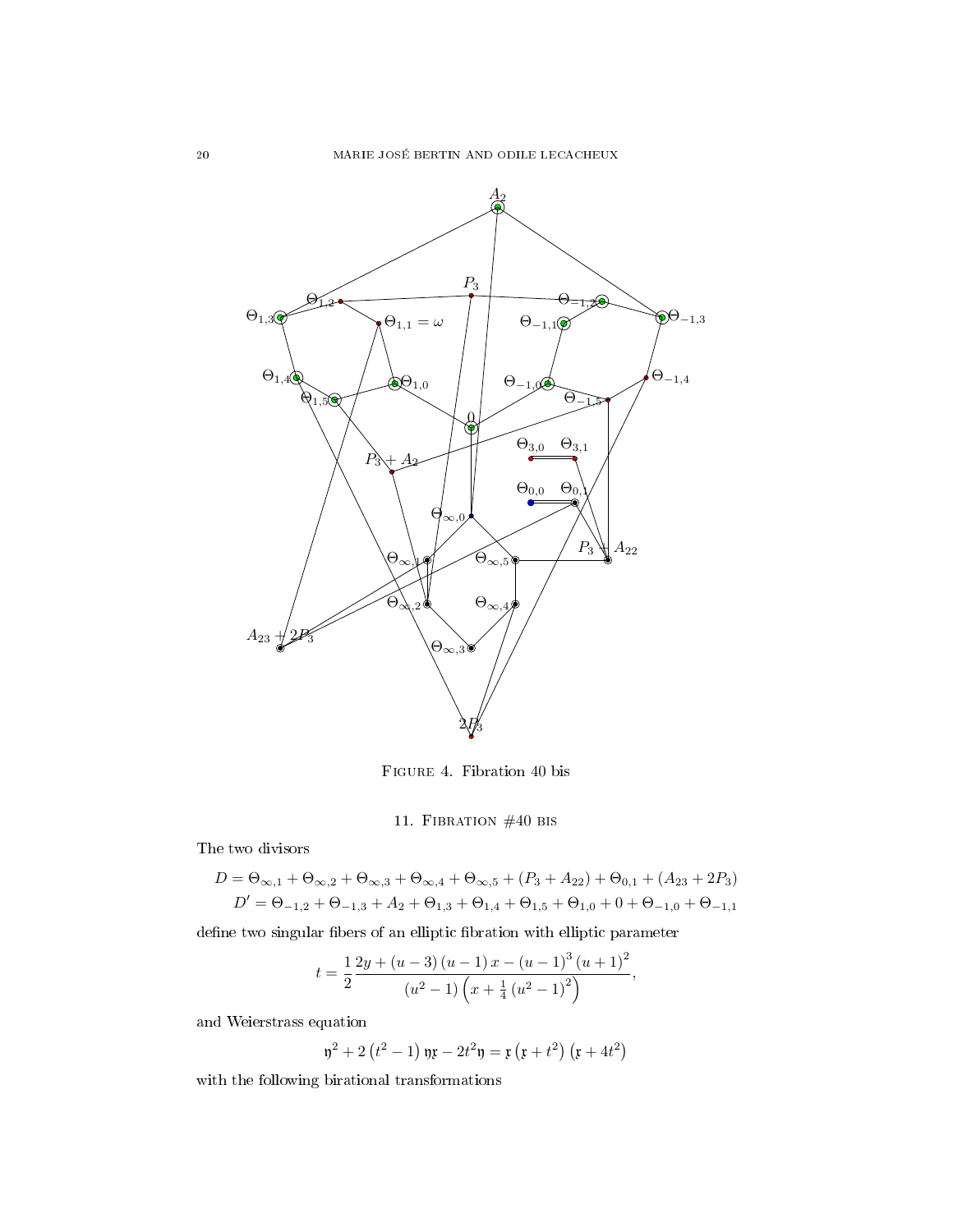Figure 4. Fibration 40 bis

## 11. Fibration #40 bis

The two divisors

$$D = \Theta_{\infty,1} + \Theta_{\infty,2} + \Theta_{\infty,3} + \Theta_{\infty,4} + \Theta_{\infty,5} + (P_3 + A_{22}) + \Theta_{0,1} + (A_{23} + 2P_3)$$
$$D' = \Theta_{-1,2} + \Theta_{-1,3} + A_2 + \Theta_{1,3} + \Theta_{1,4} + \Theta_{1,5} + \Theta_{1,0} + 0 + \Theta_{-1,0} + \Theta_{-1,1}$$

define two singular fibers of an elliptic fibration with elliptic parameter

$$t = \frac{1}{2}\frac{2y + (u-3)(u-1)x - (u-1)^3(u+1)^2}{(u^2-1)\left(x + \frac{1}{4}(u^2-1)^2\right)},$$

and Weierstrass equation

$$\mathfrak{y}^2 + 2(t^2-1)\mathfrak{y}\mathfrak{x} - 2t^2\mathfrak{y} = \mathfrak{x}(\mathfrak{x}+t^2)(\mathfrak{x}+4t^2)$$

with the following birational transformations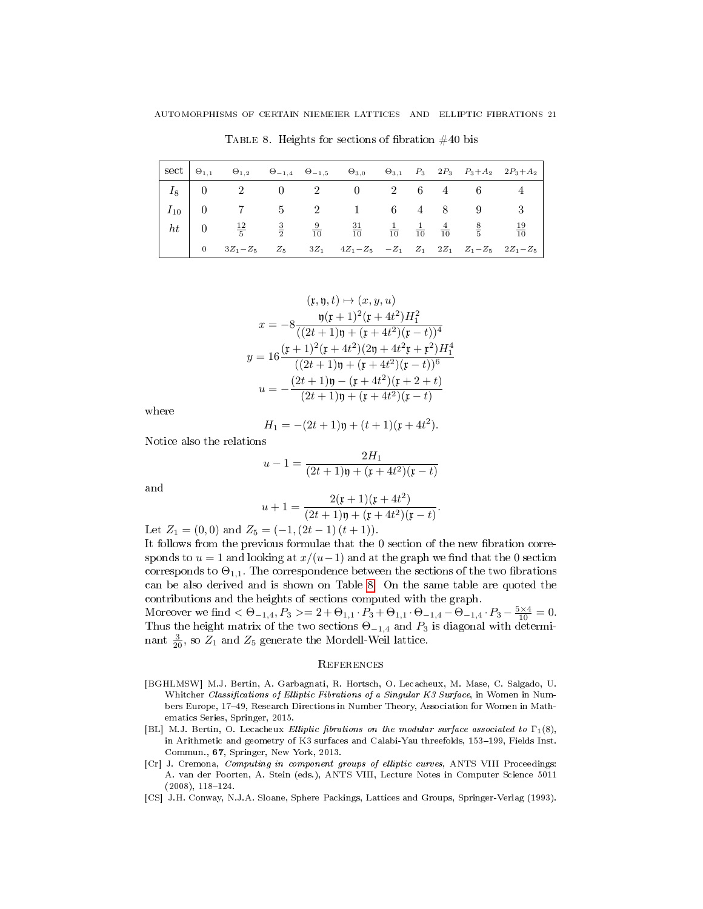Table 8. Heights for sections of fibration #40 bis

| sect | $\Theta_{1,1}$ | $\Theta_{1,2}$ | $\Theta_{-1,4}$ | $\Theta_{-1,5}$ | $\Theta_{3,0}$ | $\Theta_{3,1}$ | $P_3$ | $2P_3$ | $P_3{+}A_2$ | $2P_3{+}A_2$ |
|---|---|---|---|---|---|---|---|---|---|---|
| $I_8$ | 0 | 2 | 0 | 2 | 0 | 2 | 6 | 4 | 6 | 4 |
| $I_{10}$ | 0 | 7 | 5 | 2 | 1 | 6 | 4 | 8 | 9 | 3 |
| $ht$ | 0 | $\frac{12}{5}$ | $\frac{3}{2}$ | $\frac{9}{10}$ | $\frac{31}{10}$ | $\frac{1}{10}$ | $\frac{1}{10}$ | $\frac{4}{10}$ | $\frac{8}{5}$ | $\frac{19}{10}$ |
| | 0 | $3Z_1{-}Z_5$ | $Z_5$ | $3Z_1$ | $4Z_1{-}Z_5$ | $-Z_1$ | $Z_1$ | $2Z_1$ | $Z_1{-}Z_5$ | $2Z_1{-}Z_5$ |

$$(\mathfrak{x}, \mathfrak{y}, t) \mapsto (x, y, u)$$

$$x = -8\frac{\mathfrak{y}(\mathfrak{x}+1)^2(\mathfrak{x}+4t^2)H_1^2}{((2t+1)\mathfrak{y}+(\mathfrak{x}+4t^2)(\mathfrak{x}-t))^4}$$

$$y = 16\frac{(\mathfrak{x}+1)^2(\mathfrak{x}+4t^2)(2\mathfrak{y}+4t^2\mathfrak{x}+\mathfrak{x}^2)H_1^4}{((2t+1)\mathfrak{y}+(\mathfrak{x}+4t^2)(\mathfrak{x}-t))^6}$$

$$u = -\frac{(2t+1)\mathfrak{y}-(\mathfrak{x}+4t^2)(\mathfrak{x}+2+t)}{(2t+1)\mathfrak{y}+(\mathfrak{x}+4t^2)(\mathfrak{x}-t)}$$

where

$$H_1 = -(2t+1)\mathfrak{y}+(t+1)(\mathfrak{x}+4t^2).$$

Notice also the relations

$$u-1 = \frac{2H_1}{(2t+1)\mathfrak{y}+(\mathfrak{x}+4t^2)(\mathfrak{x}-t)}$$

and

$$u+1 = \frac{2(\mathfrak{x}+1)(\mathfrak{x}+4t^2)}{(2t+1)\mathfrak{y}+(\mathfrak{x}+4t^2)(\mathfrak{x}-t)}.$$

Let $Z_1 = (0,0)$ and $Z_5 = (-1, (2t-1)(t+1))$.
It follows from the previous formulae that the 0 section of the new fibration corresponds to $u = 1$ and looking at $x/(u-1)$ and at the graph we find that the 0 section corresponds to $\Theta_{1,1}$. The correspondence between the sections of the two fibrations can be also derived and is shown on Table 8. On the same table are quoted the contributions and the heights of sections computed with the graph.
Moreover we find $<\Theta_{-1,4}, P_3> = 2 + \Theta_{1,1}\cdot P_3 + \Theta_{1,1}\cdot\Theta_{-1,4} - \Theta_{-1,4}\cdot P_3 - \frac{5\times 4}{10} = 0$. Thus the height matrix of the two sections $\Theta_{-1,4}$ and $P_3$ is diagonal with determinant $\frac{3}{20}$, so $Z_1$ and $Z_5$ generate the Mordell-Weil lattice.

## References

[BGHLMSW] M.J. Bertin, A. Garbagnati, R. Hortsch, O. Lecacheux, M. Mase, C. Salgado, U. Whitcher *Classifications of Elliptic Fibrations of a Singular K3 Surface*, in Women in Numbers Europe, 17–49, Research Directions in Number Theory, Association for Women in Mathematics Series, Springer, 2015.

[BL] M.J. Bertin, O. Lecacheux *Elliptic fibrations on the modular surface associated to* $\Gamma_1(8)$, in Arithmetic and geometry of K3 surfaces and Calabi-Yau threefolds, 153–199, Fields Inst. Commun., **67**, Springer, New York, 2013.

[Cr] J. Cremona, *Computing in component groups of elliptic curves*, ANTS VIII Proceedings: A. van der Poorten, A. Stein (eds.), ANTS VIII, Lecture Notes in Computer Science 5011 (2008), 118–124.

[CS] J.H. Conway, N.J.A. Sloane, Sphere Packings, Lattices and Groups, Springer-Verlag (1993).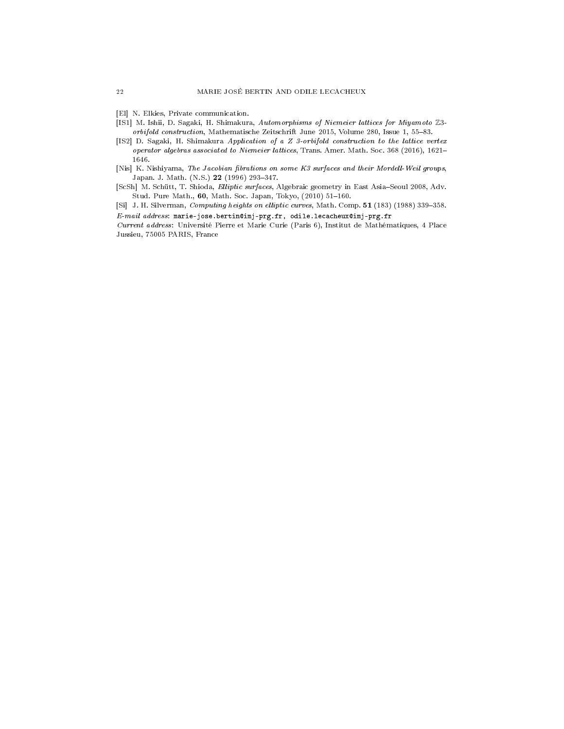[El] N. Elkies, Private communication.

[IS1] M. Ishii, D. Sagaki, H. Shimakura, *Automorphisms of Niemeier lattices for Miyamoto* $\mathbb{Z}3$*-orbifold construction*, Mathematische Zeitschrift June 2015, Volume 280, Issue 1, 55–83.

[IS2] D. Sagaki, H. Shimakura *Application of a Z 3-orbifold construction to the lattice vertex operator algebras associated to Niemeier lattices*, Trans. Amer. Math. Soc. 368 (2016), 1621–1646.

[Nis] K. Nishiyama, *The Jacobian fibrations on some K3 surfaces and their Mordell-Weil groups*, Japan. J. Math. (N.S.) **22** (1996) 293–347.

[ScSh] M. Schütt, T. Shioda, *Elliptic surfaces*, Algebraic geometry in East Asia–Seoul 2008, Adv. Stud. Pure Math., **60**, Math. Soc. Japan, Tokyo, (2010) 51–160.

[Si] J. H. Silverman, *Computing heights on elliptic curves*, Math. Comp. **51** (183) (1988) 339–358.

*E-mail address*: `marie-jose.bertin@imj-prg.fr, odile.lecacheux@imj-prg.fr`

*Current address*: Université Pierre et Marie Curie (Paris 6), Institut de Mathématiques, 4 Place Jussieu, 75005 PARIS, France